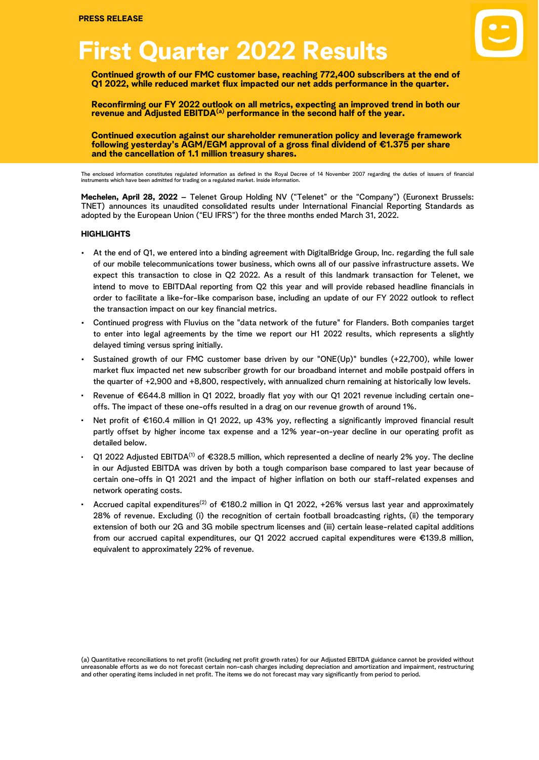PRESS RELEASE

# First Quarter 2022 Results

**Continued growth of our FMC customer base, reaching 772,400 subscribers at the end of Q1 2022, while reduced market flux impacted our net adds performance in the quarter.**

**Reconfirming our FY 2022 outlook on all metrics, expecting an improved trend in both our revenue and Adjusted EBITDA[(a)] performance in the second half of the year.**

**Continued execution against our shareholder remuneration policy and leverage framework following yesterday's AGM/EGM approval of a gross final dividend of €1.375 per share and the cancellation of 1.1 million treasury shares.**

The enclosed information constitutes regulated information as defined in the Royal Decree of 14 November 2007 regarding the duties of issuers of financial instruments which have been admitted for trading on a regulated market. Inside information.

**Mechelen, April 28, 2022** – Telenet Group Holding NV ("Telenet" or the "Company") (Euronext Brussels: TNET) announces its unaudited consolidated results under International Financial Reporting Standards as adopted by the European Union ("EU IFRS") for the three months ended March 31, 2022.

## HIGHLIGHTS

- At the end of Q1, we entered into a binding agreement with DigitalBridge Group, Inc. regarding the full sale of our mobile telecommunications tower business, which owns all of our passive infrastructure assets. We expect this transaction to close in Q2 2022. As a result of this landmark transaction for Telenet, we intend to move to EBITDAal reporting from Q2 this year and will provide rebased headline financials in order to facilitate a like-for-like comparison base, including an update of our FY 2022 outlook to reflect the transaction impact on our key financial metrics.
- Continued progress with Fluvius on the "data network of the future" for Flanders. Both companies target to enter into legal agreements by the time we report our H1 2022 results, which represents a slightly delayed timing versus spring initially.
- Sustained growth of our FMC customer base driven by our "ONE(Up)" bundles (+22,700), while lower market flux impacted net new subscriber growth for our broadband internet and mobile postpaid offers in the quarter of +2,900 and +8,800, respectively, with annualized churn remaining at historically low levels.
- Revenue of €644.8 million in Q1 2022, broadly flat yoy with our Q1 2021 revenue including certain one-offs. The impact of these one-offs resulted in a drag on our revenue growth of around 1%.
- Net profit of €160.4 million in Q1 2022, up 43% yoy, reflecting a significantly improved financial result partly offset by higher income tax expense and a 12% year-on-year decline in our operating profit as detailed below.
- Q1 2022 Adjusted EBITDA[(1)] of €328.5 million, which represented a decline of nearly 2% yoy. The decline in our Adjusted EBITDA was driven by both a tough comparison base compared to last year because of certain one-offs in Q1 2021 and the impact of higher inflation on both our staff-related expenses and network operating costs.
- Accrued capital expenditures[(2)] of €180.2 million in Q1 2022, +26% versus last year and approximately 28% of revenue. Excluding (i) the recognition of certain football broadcasting rights, (ii) the temporary extension of both our 2G and 3G mobile spectrum licenses and (iii) certain lease-related capital additions from our accrued capital expenditures, our Q1 2022 accrued capital expenditures were €139.8 million, equivalent to approximately 22% of revenue.

(a) Quantitative reconciliations to net profit (including net profit growth rates) for our Adjusted EBITDA guidance cannot be provided without unreasonable efforts as we do not forecast certain non-cash charges including depreciation and amortization and impairment, restructuring and other operating items included in net profit. The items we do not forecast may vary significantly from period to period.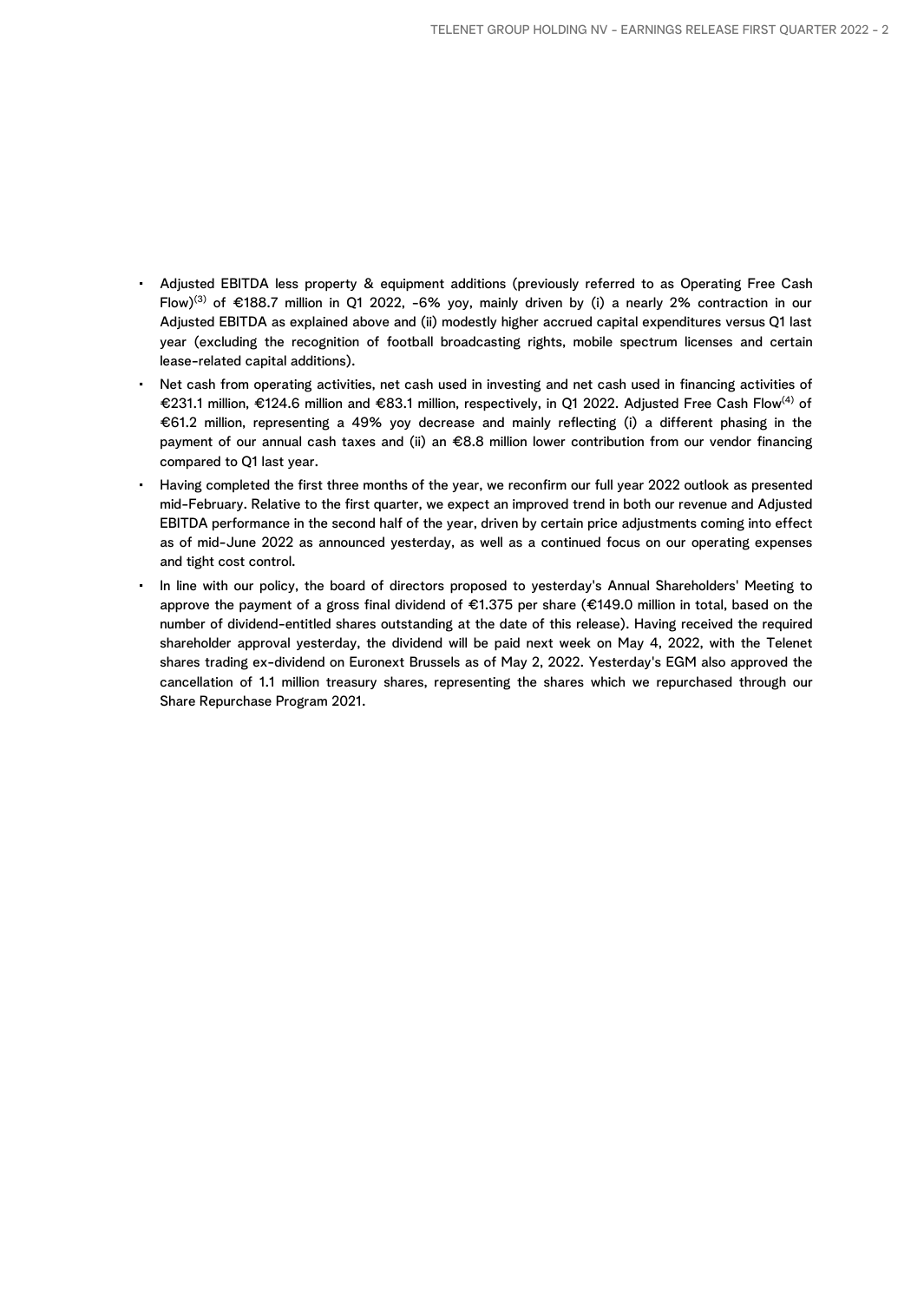- Adjusted EBITDA less property & equipment additions (previously referred to as Operating Free Cash Flow)[(3)] of €188.7 million in Q1 2022, -6% yoy, mainly driven by (i) a nearly 2% contraction in our Adjusted EBITDA as explained above and (ii) modestly higher accrued capital expenditures versus Q1 last year (excluding the recognition of football broadcasting rights, mobile spectrum licenses and certain lease-related capital additions).
- Net cash from operating activities, net cash used in investing and net cash used in financing activities of €231.1 million, €124.6 million and €83.1 million, respectively, in Q1 2022. Adjusted Free Cash Flow[(4)] of €61.2 million, representing a 49% yoy decrease and mainly reflecting (i) a different phasing in the payment of our annual cash taxes and (ii) an €8.8 million lower contribution from our vendor financing compared to Q1 last year.
- Having completed the first three months of the year, we reconfirm our full year 2022 outlook as presented mid-February. Relative to the first quarter, we expect an improved trend in both our revenue and Adjusted EBITDA performance in the second half of the year, driven by certain price adjustments coming into effect as of mid-June 2022 as announced yesterday, as well as a continued focus on our operating expenses and tight cost control.
- In line with our policy, the board of directors proposed to yesterday's Annual Shareholders' Meeting to approve the payment of a gross final dividend of €1.375 per share (€149.0 million in total, based on the number of dividend-entitled shares outstanding at the date of this release). Having received the required shareholder approval yesterday, the dividend will be paid next week on May 4, 2022, with the Telenet shares trading ex-dividend on Euronext Brussels as of May 2, 2022. Yesterday's EGM also approved the cancellation of 1.1 million treasury shares, representing the shares which we repurchased through our Share Repurchase Program 2021.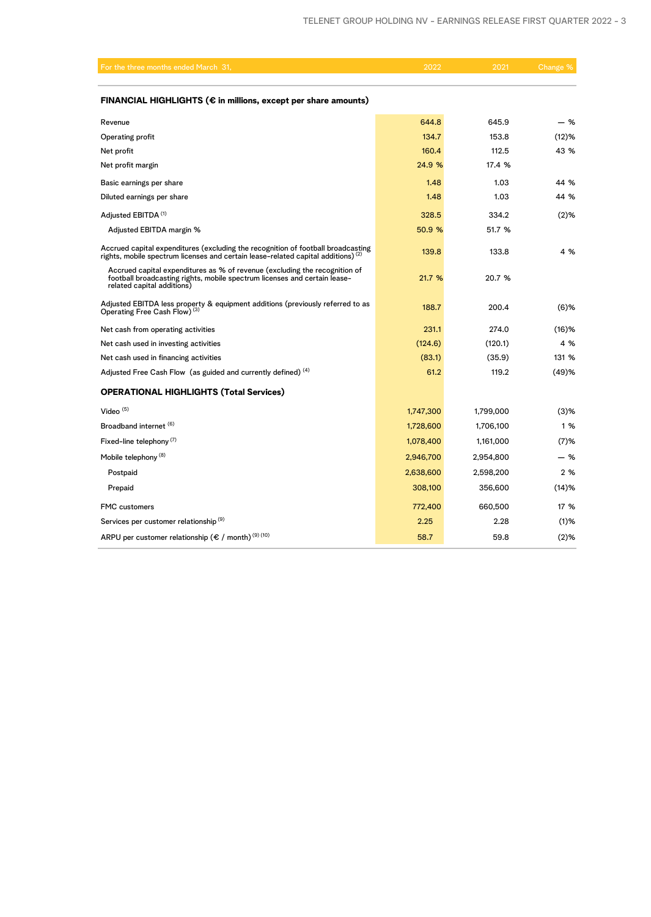| For the three months ended March 31, | 2022 | 2021 | Change % |
|---|---|---|---|
| **FINANCIAL HIGHLIGHTS (€ in millions, except per share amounts)** | | | |
| Revenue | 644.8 | 645.9 | — % |
| Operating profit | 134.7 | 153.8 | (12)% |
| Net profit | 160.4 | 112.5 | 43 % |
| Net profit margin | 24.9 % | 17.4 % | |
| Basic earnings per share | 1.48 | 1.03 | 44 % |
| Diluted earnings per share | 1.48 | 1.03 | 44 % |
| Adjusted EBITDA [1] | 328.5 | 334.2 | (2)% |
| Adjusted EBITDA margin % | 50.9 % | 51.7 % | |
| Accrued capital expenditures (excluding the recognition of football broadcasting rights, mobile spectrum licenses and certain lease-related capital additions) [2] | 139.8 | 133.8 | 4 % |
| Accrued capital expenditures as % of revenue (excluding the recognition of football broadcasting rights, mobile spectrum licenses and certain lease-related capital additions) | 21.7 % | 20.7 % | |
| Adjusted EBITDA less property & equipment additions (previously referred to as Operating Free Cash Flow) [3] | 188.7 | 200.4 | (6)% |
| Net cash from operating activities | 231.1 | 274.0 | (16)% |
| Net cash used in investing activities | (124.6) | (120.1) | 4 % |
| Net cash used in financing activities | (83.1) | (35.9) | 131 % |
| Adjusted Free Cash Flow (as guided and currently defined) [4] | 61.2 | 119.2 | (49)% |
| **OPERATIONAL HIGHLIGHTS (Total Services)** | | | |
| Video [5] | 1,747,300 | 1,799,000 | (3)% |
| Broadband internet [6] | 1,728,600 | 1,706,100 | 1 % |
| Fixed-line telephony [7] | 1,078,400 | 1,161,000 | (7)% |
| Mobile telephony [8] | 2,946,700 | 2,954,800 | — % |
| Postpaid | 2,638,600 | 2,598,200 | 2 % |
| Prepaid | 308,100 | 356,600 | (14)% |
| FMC customers | 772,400 | 660,500 | 17 % |
| Services per customer relationship [9] | 2.25 | 2.28 | (1)% |
| ARPU per customer relationship (€ / month) [9] [10] | 58.7 | 59.8 | (2)% |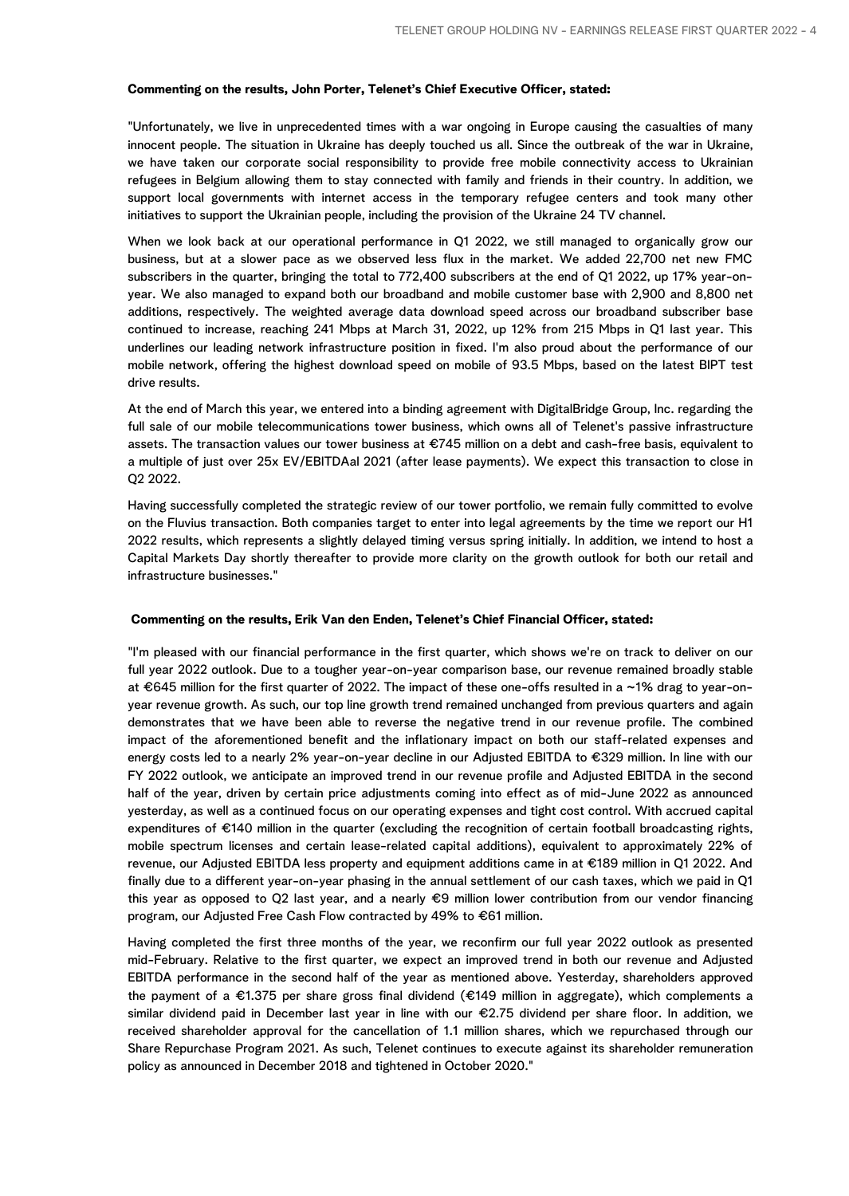**Commenting on the results, John Porter, Telenet's Chief Executive Officer, stated:**

"Unfortunately, we live in unprecedented times with a war ongoing in Europe causing the casualties of many innocent people. The situation in Ukraine has deeply touched us all. Since the outbreak of the war in Ukraine, we have taken our corporate social responsibility to provide free mobile connectivity access to Ukrainian refugees in Belgium allowing them to stay connected with family and friends in their country. In addition, we support local governments with internet access in the temporary refugee centers and took many other initiatives to support the Ukrainian people, including the provision of the Ukraine 24 TV channel.

When we look back at our operational performance in Q1 2022, we still managed to organically grow our business, but at a slower pace as we observed less flux in the market. We added 22,700 net new FMC subscribers in the quarter, bringing the total to 772,400 subscribers at the end of Q1 2022, up 17% year-on-year. We also managed to expand both our broadband and mobile customer base with 2,900 and 8,800 net additions, respectively. The weighted average data download speed across our broadband subscriber base continued to increase, reaching 241 Mbps at March 31, 2022, up 12% from 215 Mbps in Q1 last year. This underlines our leading network infrastructure position in fixed. I'm also proud about the performance of our mobile network, offering the highest download speed on mobile of 93.5 Mbps, based on the latest BIPT test drive results.

At the end of March this year, we entered into a binding agreement with DigitalBridge Group, Inc. regarding the full sale of our mobile telecommunications tower business, which owns all of Telenet's passive infrastructure assets. The transaction values our tower business at €745 million on a debt and cash-free basis, equivalent to a multiple of just over 25x EV/EBITDAal 2021 (after lease payments). We expect this transaction to close in Q2 2022.

Having successfully completed the strategic review of our tower portfolio, we remain fully committed to evolve on the Fluvius transaction. Both companies target to enter into legal agreements by the time we report our H1 2022 results, which represents a slightly delayed timing versus spring initially. In addition, we intend to host a Capital Markets Day shortly thereafter to provide more clarity on the growth outlook for both our retail and infrastructure businesses."

**Commenting on the results, Erik Van den Enden, Telenet's Chief Financial Officer, stated:**

"I'm pleased with our financial performance in the first quarter, which shows we're on track to deliver on our full year 2022 outlook. Due to a tougher year-on-year comparison base, our revenue remained broadly stable at €645 million for the first quarter of 2022. The impact of these one-offs resulted in a ~1% drag to year-on-year revenue growth. As such, our top line growth trend remained unchanged from previous quarters and again demonstrates that we have been able to reverse the negative trend in our revenue profile. The combined impact of the aforementioned benefit and the inflationary impact on both our staff-related expenses and energy costs led to a nearly 2% year-on-year decline in our Adjusted EBITDA to €329 million. In line with our FY 2022 outlook, we anticipate an improved trend in our revenue profile and Adjusted EBITDA in the second half of the year, driven by certain price adjustments coming into effect as of mid-June 2022 as announced yesterday, as well as a continued focus on our operating expenses and tight cost control. With accrued capital expenditures of €140 million in the quarter (excluding the recognition of certain football broadcasting rights, mobile spectrum licenses and certain lease-related capital additions), equivalent to approximately 22% of revenue, our Adjusted EBITDA less property and equipment additions came in at €189 million in Q1 2022. And finally due to a different year-on-year phasing in the annual settlement of our cash taxes, which we paid in Q1 this year as opposed to Q2 last year, and a nearly €9 million lower contribution from our vendor financing program, our Adjusted Free Cash Flow contracted by 49% to €61 million.

Having completed the first three months of the year, we reconfirm our full year 2022 outlook as presented mid-February. Relative to the first quarter, we expect an improved trend in both our revenue and Adjusted EBITDA performance in the second half of the year as mentioned above. Yesterday, shareholders approved the payment of a €1.375 per share gross final dividend (€149 million in aggregate), which complements a similar dividend paid in December last year in line with our €2.75 dividend per share floor. In addition, we received shareholder approval for the cancellation of 1.1 million shares, which we repurchased through our Share Repurchase Program 2021. As such, Telenet continues to execute against its shareholder remuneration policy as announced in December 2018 and tightened in October 2020."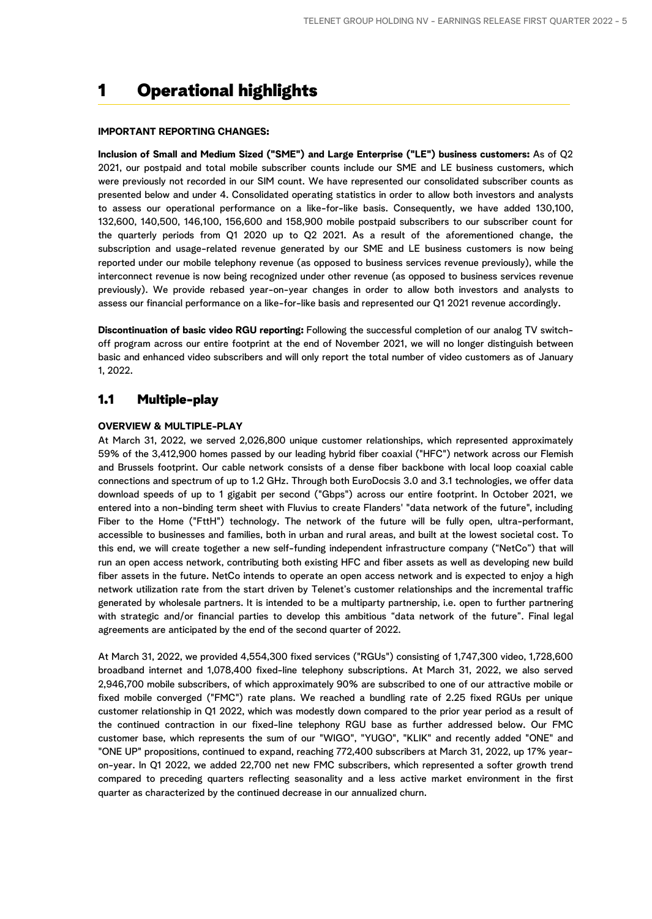# 1 Operational highlights

**IMPORTANT REPORTING CHANGES:**

**Inclusion of Small and Medium Sized ("SME") and Large Enterprise ("LE") business customers:** As of Q2 2021, our postpaid and total mobile subscriber counts include our SME and LE business customers, which were previously not recorded in our SIM count. We have represented our consolidated subscriber counts as presented below and under 4. Consolidated operating statistics in order to allow both investors and analysts to assess our operational performance on a like-for-like basis. Consequently, we have added 130,100, 132,600, 140,500, 146,100, 156,600 and 158,900 mobile postpaid subscribers to our subscriber count for the quarterly periods from Q1 2020 up to Q2 2021. As a result of the aforementioned change, the subscription and usage-related revenue generated by our SME and LE business customers is now being reported under our mobile telephony revenue (as opposed to business services revenue previously), while the interconnect revenue is now being recognized under other revenue (as opposed to business services revenue previously). We provide rebased year-on-year changes in order to allow both investors and analysts to assess our financial performance on a like-for-like basis and represented our Q1 2021 revenue accordingly.

**Discontinuation of basic video RGU reporting:** Following the successful completion of our analog TV switch-off program across our entire footprint at the end of November 2021, we will no longer distinguish between basic and enhanced video subscribers and will only report the total number of video customers as of January 1, 2022.

## 1.1 Multiple-play

**OVERVIEW & MULTIPLE-PLAY**

At March 31, 2022, we served 2,026,800 unique customer relationships, which represented approximately 59% of the 3,412,900 homes passed by our leading hybrid fiber coaxial ("HFC") network across our Flemish and Brussels footprint. Our cable network consists of a dense fiber backbone with local loop coaxial cable connections and spectrum of up to 1.2 GHz. Through both EuroDocsis 3.0 and 3.1 technologies, we offer data download speeds of up to 1 gigabit per second ("Gbps") across our entire footprint. In October 2021, we entered into a non-binding term sheet with Fluvius to create Flanders' "data network of the future", including Fiber to the Home ("FttH") technology. The network of the future will be fully open, ultra-performant, accessible to businesses and families, both in urban and rural areas, and built at the lowest societal cost. To this end, we will create together a new self-funding independent infrastructure company ("NetCo") that will run an open access network, contributing both existing HFC and fiber assets as well as developing new build fiber assets in the future. NetCo intends to operate an open access network and is expected to enjoy a high network utilization rate from the start driven by Telenet's customer relationships and the incremental traffic generated by wholesale partners. It is intended to be a multiparty partnership, i.e. open to further partnering with strategic and/or financial parties to develop this ambitious "data network of the future". Final legal agreements are anticipated by the end of the second quarter of 2022.

At March 31, 2022, we provided 4,554,300 fixed services ("RGUs") consisting of 1,747,300 video, 1,728,600 broadband internet and 1,078,400 fixed-line telephony subscriptions. At March 31, 2022, we also served 2,946,700 mobile subscribers, of which approximately 90% are subscribed to one of our attractive mobile or fixed mobile converged ("FMC") rate plans. We reached a bundling rate of 2.25 fixed RGUs per unique customer relationship in Q1 2022, which was modestly down compared to the prior year period as a result of the continued contraction in our fixed-line telephony RGU base as further addressed below. Our FMC customer base, which represents the sum of our "WIGO", "YUGO", "KLIK" and recently added "ONE" and "ONE UP" propositions, continued to expand, reaching 772,400 subscribers at March 31, 2022, up 17% year-on-year. In Q1 2022, we added 22,700 net new FMC subscribers, which represented a softer growth trend compared to preceding quarters reflecting seasonality and a less active market environment in the first quarter as characterized by the continued decrease in our annualized churn.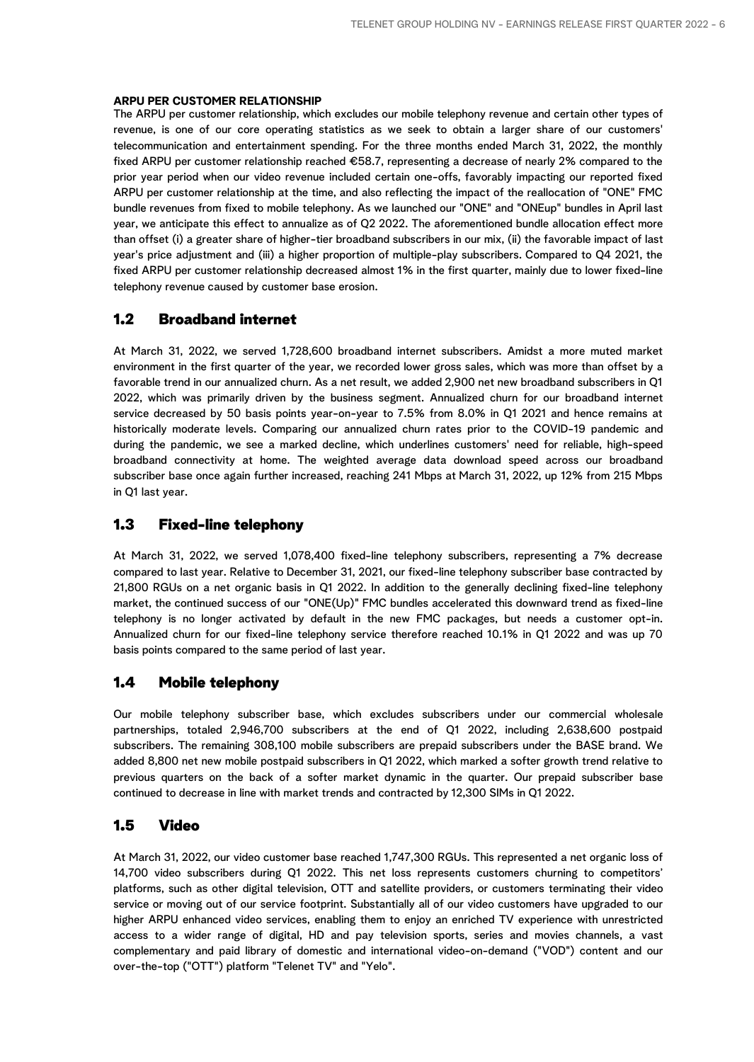**ARPU PER CUSTOMER RELATIONSHIP**

The ARPU per customer relationship, which excludes our mobile telephony revenue and certain other types of revenue, is one of our core operating statistics as we seek to obtain a larger share of our customers' telecommunication and entertainment spending. For the three months ended March 31, 2022, the monthly fixed ARPU per customer relationship reached €58.7, representing a decrease of nearly 2% compared to the prior year period when our video revenue included certain one-offs, favorably impacting our reported fixed ARPU per customer relationship at the time, and also reflecting the impact of the reallocation of "ONE" FMC bundle revenues from fixed to mobile telephony. As we launched our "ONE" and "ONEup" bundles in April last year, we anticipate this effect to annualize as of Q2 2022. The aforementioned bundle allocation effect more than offset (i) a greater share of higher-tier broadband subscribers in our mix, (ii) the favorable impact of last year's price adjustment and (iii) a higher proportion of multiple-play subscribers. Compared to Q4 2021, the fixed ARPU per customer relationship decreased almost 1% in the first quarter, mainly due to lower fixed-line telephony revenue caused by customer base erosion.

## 1.2 Broadband internet

At March 31, 2022, we served 1,728,600 broadband internet subscribers. Amidst a more muted market environment in the first quarter of the year, we recorded lower gross sales, which was more than offset by a favorable trend in our annualized churn. As a net result, we added 2,900 net new broadband subscribers in Q1 2022, which was primarily driven by the business segment. Annualized churn for our broadband internet service decreased by 50 basis points year-on-year to 7.5% from 8.0% in Q1 2021 and hence remains at historically moderate levels. Comparing our annualized churn rates prior to the COVID-19 pandemic and during the pandemic, we see a marked decline, which underlines customers' need for reliable, high-speed broadband connectivity at home. The weighted average data download speed across our broadband subscriber base once again further increased, reaching 241 Mbps at March 31, 2022, up 12% from 215 Mbps in Q1 last year.

## 1.3 Fixed-line telephony

At March 31, 2022, we served 1,078,400 fixed-line telephony subscribers, representing a 7% decrease compared to last year. Relative to December 31, 2021, our fixed-line telephony subscriber base contracted by 21,800 RGUs on a net organic basis in Q1 2022. In addition to the generally declining fixed-line telephony market, the continued success of our "ONE(Up)" FMC bundles accelerated this downward trend as fixed-line telephony is no longer activated by default in the new FMC packages, but needs a customer opt-in. Annualized churn for our fixed-line telephony service therefore reached 10.1% in Q1 2022 and was up 70 basis points compared to the same period of last year.

## 1.4 Mobile telephony

Our mobile telephony subscriber base, which excludes subscribers under our commercial wholesale partnerships, totaled 2,946,700 subscribers at the end of Q1 2022, including 2,638,600 postpaid subscribers. The remaining 308,100 mobile subscribers are prepaid subscribers under the BASE brand. We added 8,800 net new mobile postpaid subscribers in Q1 2022, which marked a softer growth trend relative to previous quarters on the back of a softer market dynamic in the quarter. Our prepaid subscriber base continued to decrease in line with market trends and contracted by 12,300 SIMs in Q1 2022.

## 1.5 Video

At March 31, 2022, our video customer base reached 1,747,300 RGUs. This represented a net organic loss of 14,700 video subscribers during Q1 2022. This net loss represents customers churning to competitors' platforms, such as other digital television, OTT and satellite providers, or customers terminating their video service or moving out of our service footprint. Substantially all of our video customers have upgraded to our higher ARPU enhanced video services, enabling them to enjoy an enriched TV experience with unrestricted access to a wider range of digital, HD and pay television sports, series and movies channels, a vast complementary and paid library of domestic and international video-on-demand ("VOD") content and our over-the-top ("OTT") platform "Telenet TV" and "Yelo".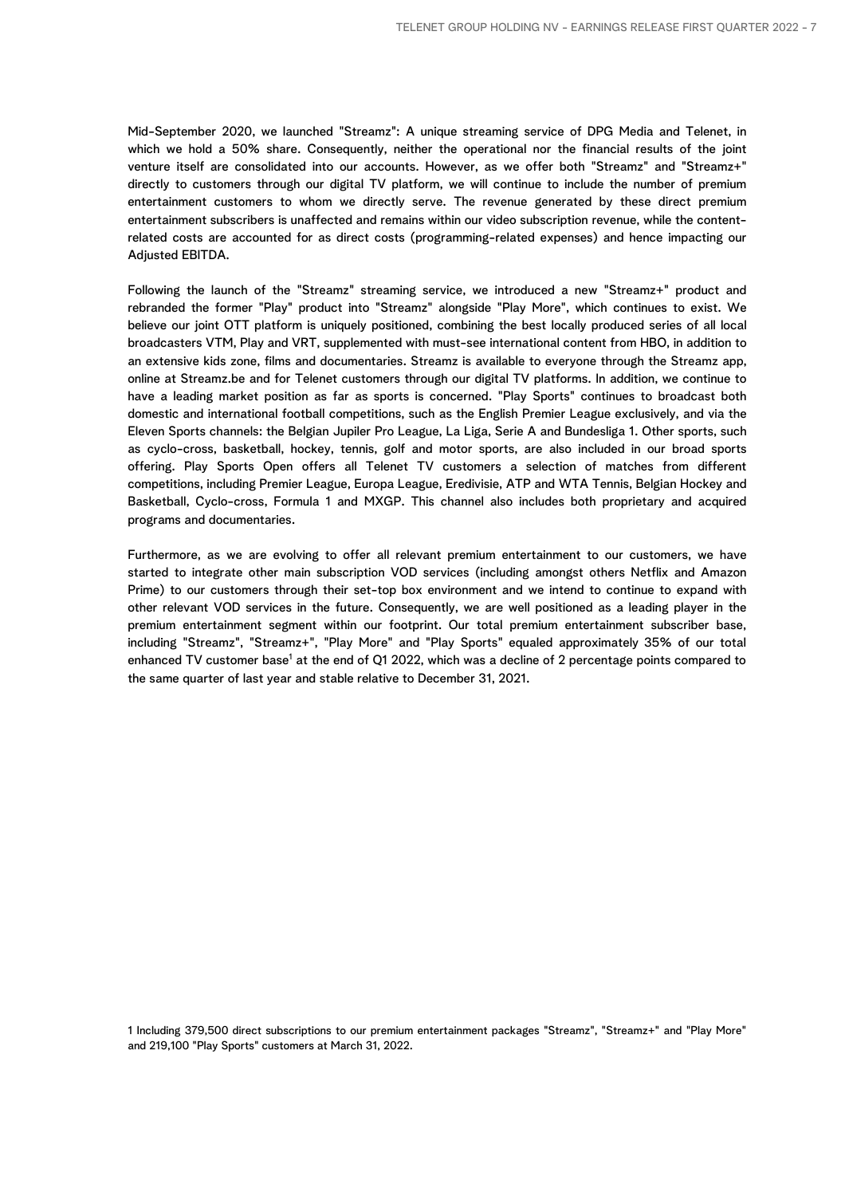Mid-September 2020, we launched "Streamz": A unique streaming service of DPG Media and Telenet, in which we hold a 50% share. Consequently, neither the operational nor the financial results of the joint venture itself are consolidated into our accounts. However, as we offer both "Streamz" and "Streamz+" directly to customers through our digital TV platform, we will continue to include the number of premium entertainment customers to whom we directly serve. The revenue generated by these direct premium entertainment subscribers is unaffected and remains within our video subscription revenue, while the content-related costs are accounted for as direct costs (programming-related expenses) and hence impacting our Adjusted EBITDA.

Following the launch of the "Streamz" streaming service, we introduced a new "Streamz+" product and rebranded the former "Play" product into "Streamz" alongside "Play More", which continues to exist. We believe our joint OTT platform is uniquely positioned, combining the best locally produced series of all local broadcasters VTM, Play and VRT, supplemented with must-see international content from HBO, in addition to an extensive kids zone, films and documentaries. Streamz is available to everyone through the Streamz app, online at Streamz.be and for Telenet customers through our digital TV platforms. In addition, we continue to have a leading market position as far as sports is concerned. "Play Sports" continues to broadcast both domestic and international football competitions, such as the English Premier League exclusively, and via the Eleven Sports channels: the Belgian Jupiler Pro League, La Liga, Serie A and Bundesliga 1. Other sports, such as cyclo-cross, basketball, hockey, tennis, golf and motor sports, are also included in our broad sports offering. Play Sports Open offers all Telenet TV customers a selection of matches from different competitions, including Premier League, Europa League, Eredivisie, ATP and WTA Tennis, Belgian Hockey and Basketball, Cyclo-cross, Formula 1 and MXGP. This channel also includes both proprietary and acquired programs and documentaries.

Furthermore, as we are evolving to offer all relevant premium entertainment to our customers, we have started to integrate other main subscription VOD services (including amongst others Netflix and Amazon Prime) to our customers through their set-top box environment and we intend to continue to expand with other relevant VOD services in the future. Consequently, we are well positioned as a leading player in the premium entertainment segment within our footprint. Our total premium entertainment subscriber base, including "Streamz", "Streamz+", "Play More" and "Play Sports" equaled approximately 35% of our total enhanced TV customer base[1] at the end of Q1 2022, which was a decline of 2 percentage points compared to the same quarter of last year and stable relative to December 31, 2021.

1 Including 379,500 direct subscriptions to our premium entertainment packages "Streamz", "Streamz+" and "Play More" and 219,100 "Play Sports" customers at March 31, 2022.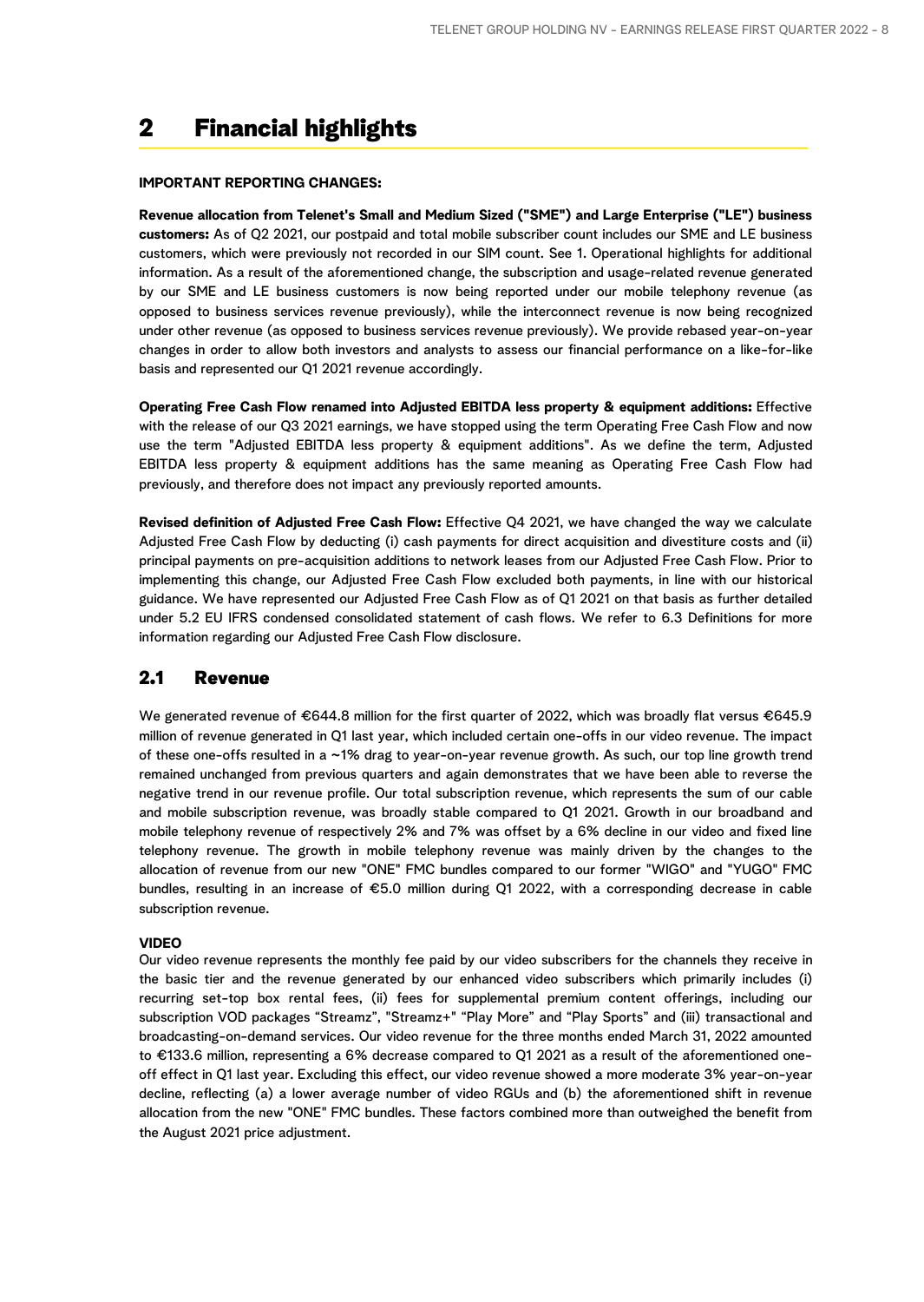# 2 Financial highlights

**IMPORTANT REPORTING CHANGES:**

**Revenue allocation from Telenet's Small and Medium Sized ("SME") and Large Enterprise ("LE") business customers:** As of Q2 2021, our postpaid and total mobile subscriber count includes our SME and LE business customers, which were previously not recorded in our SIM count. See 1. Operational highlights for additional information. As a result of the aforementioned change, the subscription and usage-related revenue generated by our SME and LE business customers is now being reported under our mobile telephony revenue (as opposed to business services revenue previously), while the interconnect revenue is now being recognized under other revenue (as opposed to business services revenue previously). We provide rebased year-on-year changes in order to allow both investors and analysts to assess our financial performance on a like-for-like basis and represented our Q1 2021 revenue accordingly.

**Operating Free Cash Flow renamed into Adjusted EBITDA less property & equipment additions:** Effective with the release of our Q3 2021 earnings, we have stopped using the term Operating Free Cash Flow and now use the term "Adjusted EBITDA less property & equipment additions". As we define the term, Adjusted EBITDA less property & equipment additions has the same meaning as Operating Free Cash Flow had previously, and therefore does not impact any previously reported amounts.

**Revised definition of Adjusted Free Cash Flow:** Effective Q4 2021, we have changed the way we calculate Adjusted Free Cash Flow by deducting (i) cash payments for direct acquisition and divestiture costs and (ii) principal payments on pre-acquisition additions to network leases from our Adjusted Free Cash Flow. Prior to implementing this change, our Adjusted Free Cash Flow excluded both payments, in line with our historical guidance. We have represented our Adjusted Free Cash Flow as of Q1 2021 on that basis as further detailed under 5.2 EU IFRS condensed consolidated statement of cash flows. We refer to 6.3 Definitions for more information regarding our Adjusted Free Cash Flow disclosure.

## 2.1 Revenue

We generated revenue of €644.8 million for the first quarter of 2022, which was broadly flat versus €645.9 million of revenue generated in Q1 last year, which included certain one-offs in our video revenue. The impact of these one-offs resulted in a ~1% drag to year-on-year revenue growth. As such, our top line growth trend remained unchanged from previous quarters and again demonstrates that we have been able to reverse the negative trend in our revenue profile. Our total subscription revenue, which represents the sum of our cable and mobile subscription revenue, was broadly stable compared to Q1 2021. Growth in our broadband and mobile telephony revenue of respectively 2% and 7% was offset by a 6% decline in our video and fixed line telephony revenue. The growth in mobile telephony revenue was mainly driven by the changes to the allocation of revenue from our new "ONE" FMC bundles compared to our former "WIGO" and "YUGO" FMC bundles, resulting in an increase of €5.0 million during Q1 2022, with a corresponding decrease in cable subscription revenue.

**VIDEO**

Our video revenue represents the monthly fee paid by our video subscribers for the channels they receive in the basic tier and the revenue generated by our enhanced video subscribers which primarily includes (i) recurring set-top box rental fees, (ii) fees for supplemental premium content offerings, including our subscription VOD packages "Streamz", "Streamz+" "Play More" and "Play Sports" and (iii) transactional and broadcasting-on-demand services. Our video revenue for the three months ended March 31, 2022 amounted to €133.6 million, representing a 6% decrease compared to Q1 2021 as a result of the aforementioned one-off effect in Q1 last year. Excluding this effect, our video revenue showed a more moderate 3% year-on-year decline, reflecting (a) a lower average number of video RGUs and (b) the aforementioned shift in revenue allocation from the new "ONE" FMC bundles. These factors combined more than outweighed the benefit from the August 2021 price adjustment.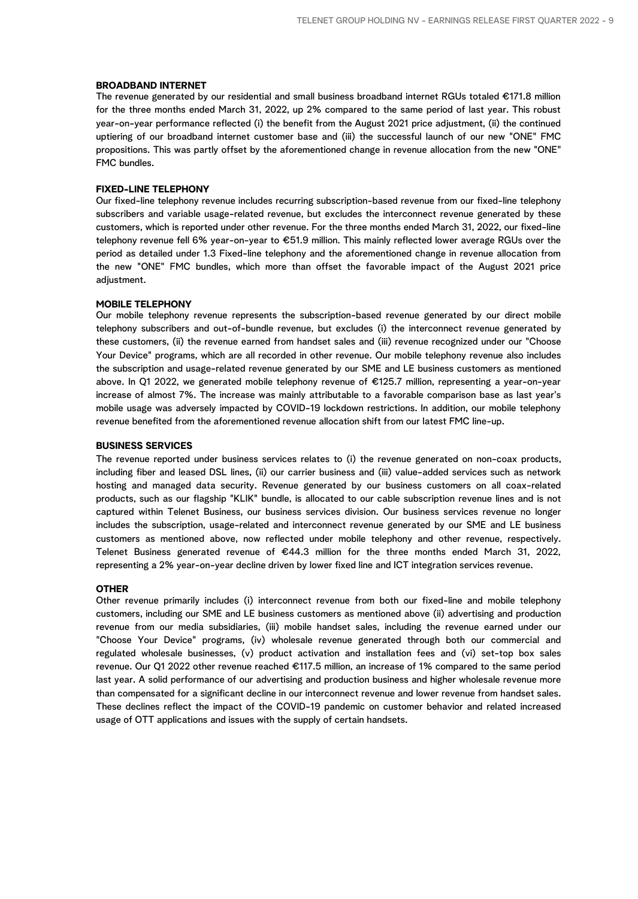#### BROADBAND INTERNET

The revenue generated by our residential and small business broadband internet RGUs totaled €171.8 million for the three months ended March 31, 2022, up 2% compared to the same period of last year. This robust year-on-year performance reflected (i) the benefit from the August 2021 price adjustment, (ii) the continued uptiering of our broadband internet customer base and (iii) the successful launch of our new "ONE" FMC propositions. This was partly offset by the aforementioned change in revenue allocation from the new "ONE" FMC bundles.

#### FIXED-LINE TELEPHONY

Our fixed-line telephony revenue includes recurring subscription-based revenue from our fixed-line telephony subscribers and variable usage-related revenue, but excludes the interconnect revenue generated by these customers, which is reported under other revenue. For the three months ended March 31, 2022, our fixed-line telephony revenue fell 6% year-on-year to €51.9 million. This mainly reflected lower average RGUs over the period as detailed under 1.3 Fixed-line telephony and the aforementioned change in revenue allocation from the new "ONE" FMC bundles, which more than offset the favorable impact of the August 2021 price adjustment.

#### MOBILE TELEPHONY

Our mobile telephony revenue represents the subscription-based revenue generated by our direct mobile telephony subscribers and out-of-bundle revenue, but excludes (i) the interconnect revenue generated by these customers, (ii) the revenue earned from handset sales and (iii) revenue recognized under our "Choose Your Device" programs, which are all recorded in other revenue. Our mobile telephony revenue also includes the subscription and usage-related revenue generated by our SME and LE business customers as mentioned above. In Q1 2022, we generated mobile telephony revenue of €125.7 million, representing a year-on-year increase of almost 7%. The increase was mainly attributable to a favorable comparison base as last year's mobile usage was adversely impacted by COVID-19 lockdown restrictions. In addition, our mobile telephony revenue benefited from the aforementioned revenue allocation shift from our latest FMC line-up.

#### BUSINESS SERVICES

The revenue reported under business services relates to (i) the revenue generated on non-coax products, including fiber and leased DSL lines, (ii) our carrier business and (iii) value-added services such as network hosting and managed data security. Revenue generated by our business customers on all coax-related products, such as our flagship "KLIK" bundle, is allocated to our cable subscription revenue lines and is not captured within Telenet Business, our business services division. Our business services revenue no longer includes the subscription, usage-related and interconnect revenue generated by our SME and LE business customers as mentioned above, now reflected under mobile telephony and other revenue, respectively. Telenet Business generated revenue of €44.3 million for the three months ended March 31, 2022, representing a 2% year-on-year decline driven by lower fixed line and ICT integration services revenue.

#### OTHER

Other revenue primarily includes (i) interconnect revenue from both our fixed-line and mobile telephony customers, including our SME and LE business customers as mentioned above (ii) advertising and production revenue from our media subsidiaries, (iii) mobile handset sales, including the revenue earned under our "Choose Your Device" programs, (iv) wholesale revenue generated through both our commercial and regulated wholesale businesses, (v) product activation and installation fees and (vi) set-top box sales revenue. Our Q1 2022 other revenue reached €117.5 million, an increase of 1% compared to the same period last year. A solid performance of our advertising and production business and higher wholesale revenue more than compensated for a significant decline in our interconnect revenue and lower revenue from handset sales. These declines reflect the impact of the COVID-19 pandemic on customer behavior and related increased usage of OTT applications and issues with the supply of certain handsets.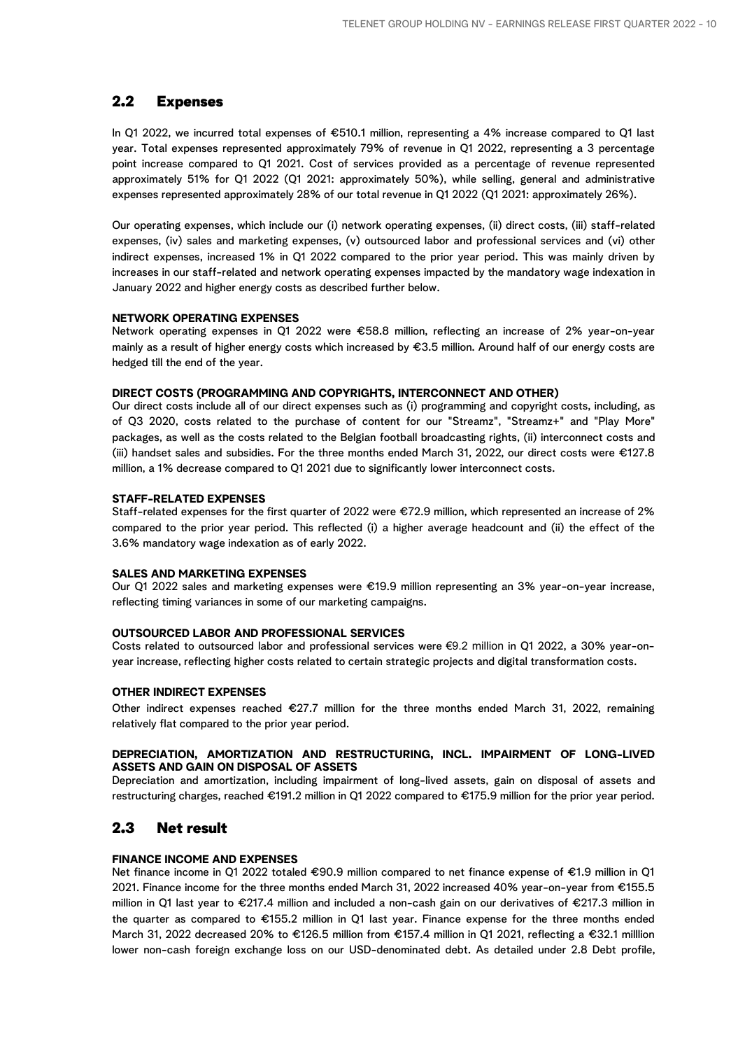## 2.2 Expenses

In Q1 2022, we incurred total expenses of €510.1 million, representing a 4% increase compared to Q1 last year. Total expenses represented approximately 79% of revenue in Q1 2022, representing a 3 percentage point increase compared to Q1 2021. Cost of services provided as a percentage of revenue represented approximately 51% for Q1 2022 (Q1 2021: approximately 50%), while selling, general and administrative expenses represented approximately 28% of our total revenue in Q1 2022 (Q1 2021: approximately 26%).

Our operating expenses, which include our (i) network operating expenses, (ii) direct costs, (iii) staff-related expenses, (iv) sales and marketing expenses, (v) outsourced labor and professional services and (vi) other indirect expenses, increased 1% in Q1 2022 compared to the prior year period. This was mainly driven by increases in our staff-related and network operating expenses impacted by the mandatory wage indexation in January 2022 and higher energy costs as described further below.

**NETWORK OPERATING EXPENSES**

Network operating expenses in Q1 2022 were €58.8 million, reflecting an increase of 2% year-on-year mainly as a result of higher energy costs which increased by €3.5 million. Around half of our energy costs are hedged till the end of the year.

**DIRECT COSTS (PROGRAMMING AND COPYRIGHTS, INTERCONNECT AND OTHER)**

Our direct costs include all of our direct expenses such as (i) programming and copyright costs, including, as of Q3 2020, costs related to the purchase of content for our "Streamz", "Streamz+" and "Play More" packages, as well as the costs related to the Belgian football broadcasting rights, (ii) interconnect costs and (iii) handset sales and subsidies. For the three months ended March 31, 2022, our direct costs were €127.8 million, a 1% decrease compared to Q1 2021 due to significantly lower interconnect costs.

**STAFF-RELATED EXPENSES**

Staff-related expenses for the first quarter of 2022 were €72.9 million, which represented an increase of 2% compared to the prior year period. This reflected (i) a higher average headcount and (ii) the effect of the 3.6% mandatory wage indexation as of early 2022.

**SALES AND MARKETING EXPENSES**

Our Q1 2022 sales and marketing expenses were €19.9 million representing a 3% year-on-year increase, reflecting timing variances in some of our marketing campaigns.

**OUTSOURCED LABOR AND PROFESSIONAL SERVICES**

Costs related to outsourced labor and professional services were €9.2 million in Q1 2022, a 30% year-on-year increase, reflecting higher costs related to certain strategic projects and digital transformation costs.

**OTHER INDIRECT EXPENSES**

Other indirect expenses reached €27.7 million for the three months ended March 31, 2022, remaining relatively flat compared to the prior year period.

**DEPRECIATION, AMORTIZATION AND RESTRUCTURING, INCL. IMPAIRMENT OF LONG-LIVED ASSETS AND GAIN ON DISPOSAL OF ASSETS**

Depreciation and amortization, including impairment of long-lived assets, gain on disposal of assets and restructuring charges, reached €191.2 million in Q1 2022 compared to €175.9 million for the prior year period.

## 2.3 Net result

**FINANCE INCOME AND EXPENSES**

Net finance income in Q1 2022 totaled €90.9 million compared to net finance expense of €1.9 million in Q1 2021. Finance income for the three months ended March 31, 2022 increased 40% year-on-year from €155.5 million in Q1 last year to €217.4 million and included a non-cash gain on our derivatives of €217.3 million in the quarter as compared to €155.2 million in Q1 last year. Finance expense for the three months ended March 31, 2022 decreased 20% to €126.5 million from €157.4 million in Q1 2021, reflecting a €32.1 milllion lower non-cash foreign exchange loss on our USD-denominated debt. As detailed under 2.8 Debt profile,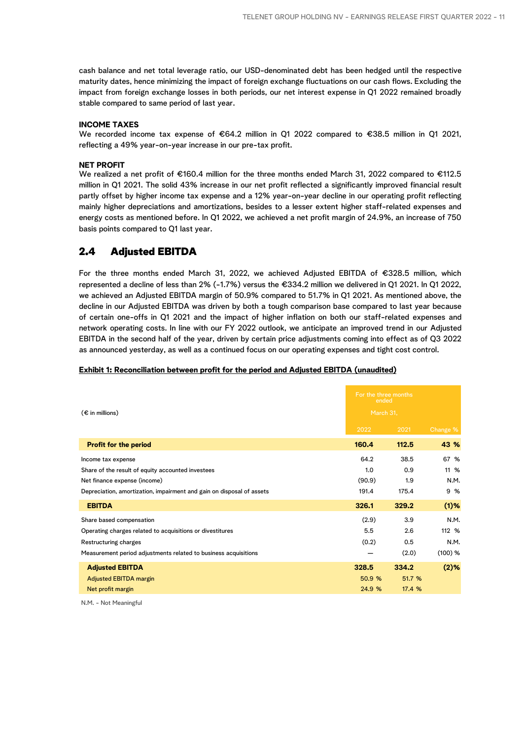cash balance and net total leverage ratio, our USD-denominated debt has been hedged until the respective maturity dates, hence minimizing the impact of foreign exchange fluctuations on our cash flows. Excluding the impact from foreign exchange losses in both periods, our net interest expense in Q1 2022 remained broadly stable compared to same period of last year.

**INCOME TAXES**
We recorded income tax expense of €64.2 million in Q1 2022 compared to €38.5 million in Q1 2021, reflecting a 49% year-on-year increase in our pre-tax profit.

**NET PROFIT**
We realized a net profit of €160.4 million for the three months ended March 31, 2022 compared to €112.5 million in Q1 2021. The solid 43% increase in our net profit reflected a significantly improved financial result partly offset by higher income tax expense and a 12% year-on-year decline in our operating profit reflecting mainly higher depreciations and amortizations, besides to a lesser extent higher staff-related expenses and energy costs as mentioned before. In Q1 2022, we achieved a net profit margin of 24.9%, an increase of 750 basis points compared to Q1 last year.

## 2.4 Adjusted EBITDA

For the three months ended March 31, 2022, we achieved Adjusted EBITDA of €328.5 million, which represented a decline of less than 2% (-1.7%) versus the €334.2 million we delivered in Q1 2021. In Q1 2022, we achieved an Adjusted EBITDA margin of 50.9% compared to 51.7% in Q1 2021. As mentioned above, the decline in our Adjusted EBITDA was driven by both a tough comparison base compared to last year because of certain one-offs in Q1 2021 and the impact of higher inflation on both our staff-related expenses and network operating costs. In line with our FY 2022 outlook, we anticipate an improved trend in our Adjusted EBITDA in the second half of the year, driven by certain price adjustments coming into effect as of Q3 2022 as announced yesterday, as well as a continued focus on our operating expenses and tight cost control.

**Exhibit 1: Reconciliation between profit for the period and Adjusted EBITDA (unaudited)**

| (€ in millions) | For the three months ended March 31, | | |
|---|---|---|---|
| | 2022 | 2021 | Change % |
| **Profit for the period** | **160.4** | **112.5** | **43 %** |
| Income tax expense | 64.2 | 38.5 | 67 % |
| Share of the result of equity accounted investees | 1.0 | 0.9 | 11 % |
| Net finance expense (income) | (90.9) | 1.9 | N.M. |
| Depreciation, amortization, impairment and gain on disposal of assets | 191.4 | 175.4 | 9 % |
| **EBITDA** | **326.1** | **329.2** | **(1)%** |
| Share based compensation | (2.9) | 3.9 | N.M. |
| Operating charges related to acquisitions or divestitures | 5.5 | 2.6 | 112 % |
| Restructuring charges | (0.2) | 0.5 | N.M. |
| Measurement period adjustments related to business acquisitions | — | (2.0) | (100) % |
| **Adjusted EBITDA** | **328.5** | **334.2** | **(2)%** |
| Adjusted EBITDA margin | 50.9 % | 51.7 % | |
| Net profit margin | 24.9 % | 17.4 % | |

N.M. - Not Meaningful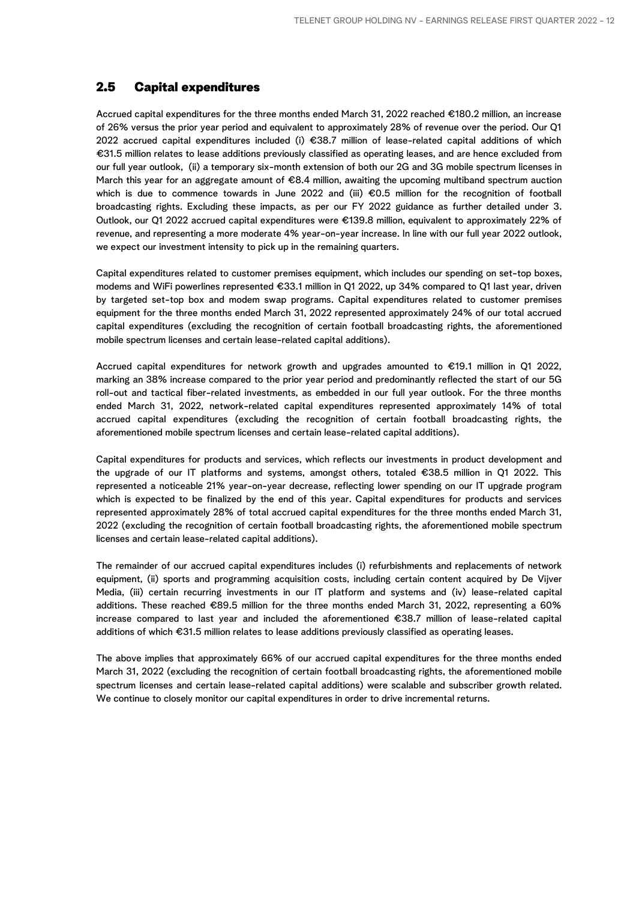## 2.5 Capital expenditures

Accrued capital expenditures for the three months ended March 31, 2022 reached €180.2 million, an increase of 26% versus the prior year period and equivalent to approximately 28% of revenue over the period. Our Q1 2022 accrued capital expenditures included (i) €38.7 million of lease-related capital additions of which €31.5 million relates to lease additions previously classified as operating leases, and are hence excluded from our full year outlook, (ii) a temporary six-month extension of both our 2G and 3G mobile spectrum licenses in March this year for an aggregate amount of €8.4 million, awaiting the upcoming multiband spectrum auction which is due to commence towards in June 2022 and (iii) €0.5 million for the recognition of football broadcasting rights. Excluding these impacts, as per our FY 2022 guidance as further detailed under 3. Outlook, our Q1 2022 accrued capital expenditures were €139.8 million, equivalent to approximately 22% of revenue, and representing a more moderate 4% year-on-year increase. In line with our full year 2022 outlook, we expect our investment intensity to pick up in the remaining quarters.

Capital expenditures related to customer premises equipment, which includes our spending on set-top boxes, modems and WiFi powerlines represented €33.1 million in Q1 2022, up 34% compared to Q1 last year, driven by targeted set-top box and modem swap programs. Capital expenditures related to customer premises equipment for the three months ended March 31, 2022 represented approximately 24% of our total accrued capital expenditures (excluding the recognition of certain football broadcasting rights, the aforementioned mobile spectrum licenses and certain lease-related capital additions).

Accrued capital expenditures for network growth and upgrades amounted to €19.1 million in Q1 2022, marking an 38% increase compared to the prior year period and predominantly reflected the start of our 5G roll-out and tactical fiber-related investments, as embedded in our full year outlook. For the three months ended March 31, 2022, network-related capital expenditures represented approximately 14% of total accrued capital expenditures (excluding the recognition of certain football broadcasting rights, the aforementioned mobile spectrum licenses and certain lease-related capital additions).

Capital expenditures for products and services, which reflects our investments in product development and the upgrade of our IT platforms and systems, amongst others, totaled €38.5 million in Q1 2022. This represented a noticeable 21% year-on-year decrease, reflecting lower spending on our IT upgrade program which is expected to be finalized by the end of this year. Capital expenditures for products and services represented approximately 28% of total accrued capital expenditures for the three months ended March 31, 2022 (excluding the recognition of certain football broadcasting rights, the aforementioned mobile spectrum licenses and certain lease-related capital additions).

The remainder of our accrued capital expenditures includes (i) refurbishments and replacements of network equipment, (ii) sports and programming acquisition costs, including certain content acquired by De Vijver Media, (iii) certain recurring investments in our IT platform and systems and (iv) lease-related capital additions. These reached €89.5 million for the three months ended March 31, 2022, representing a 60% increase compared to last year and included the aforementioned €38.7 million of lease-related capital additions of which €31.5 million relates to lease additions previously classified as operating leases.

The above implies that approximately 66% of our accrued capital expenditures for the three months ended March 31, 2022 (excluding the recognition of certain football broadcasting rights, the aforementioned mobile spectrum licenses and certain lease-related capital additions) were scalable and subscriber growth related. We continue to closely monitor our capital expenditures in order to drive incremental returns.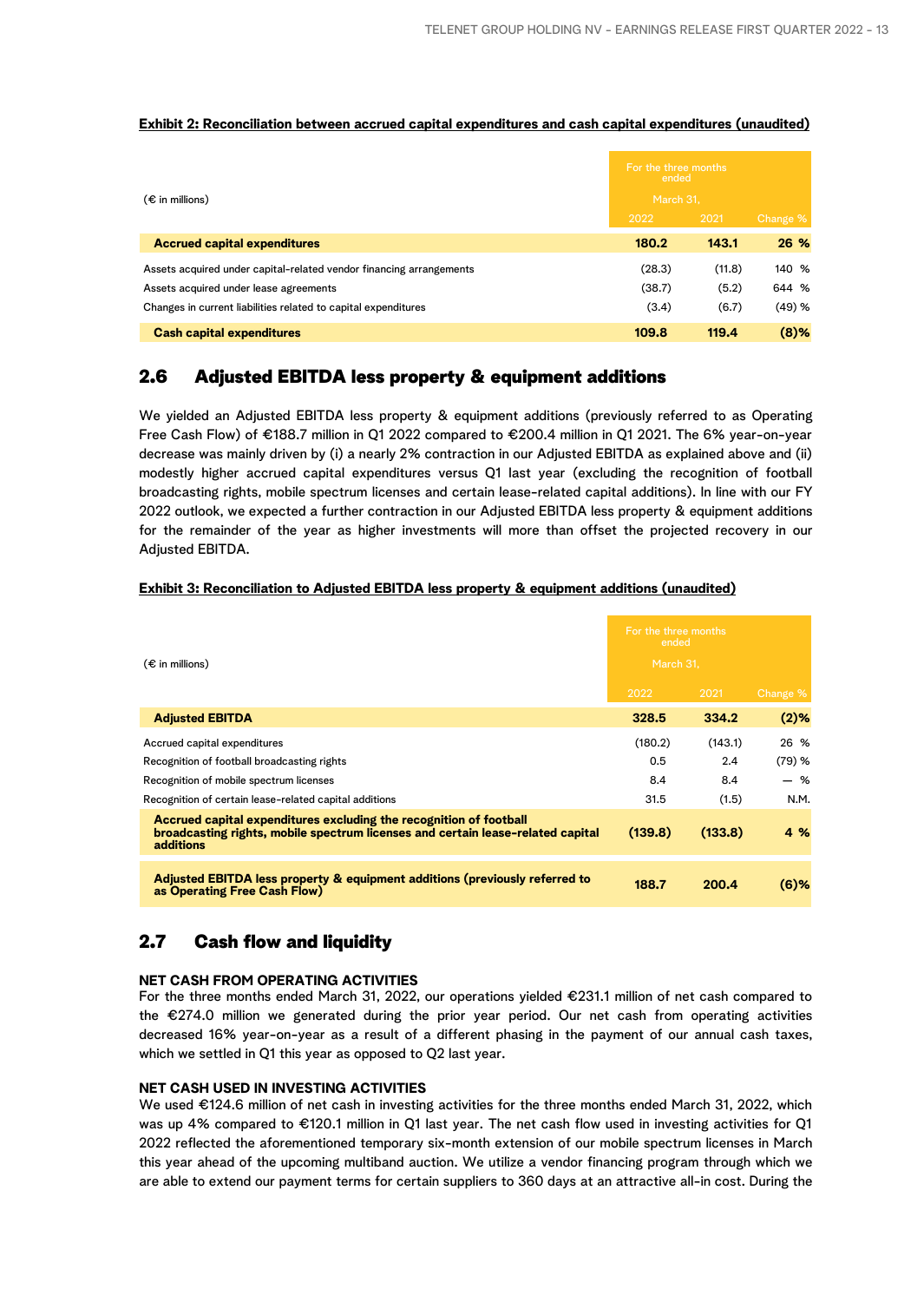**Exhibit 2: Reconciliation between accrued capital expenditures and cash capital expenditures (unaudited)**

| (€ in millions) | For the three months ended March 31, 2022 | 2021 | Change % |
|---|---|---|---|
| **Accrued capital expenditures** | **180.2** | **143.1** | **26 %** |
| Assets acquired under capital-related vendor financing arrangements | (28.3) | (11.8) | 140 % |
| Assets acquired under lease agreements | (38.7) | (5.2) | 644 % |
| Changes in current liabilities related to capital expenditures | (3.4) | (6.7) | (49) % |
| **Cash capital expenditures** | **109.8** | **119.4** | **(8)%** |

## 2.6 Adjusted EBITDA less property & equipment additions

We yielded an Adjusted EBITDA less property & equipment additions (previously referred to as Operating Free Cash Flow) of €188.7 million in Q1 2022 compared to €200.4 million in Q1 2021. The 6% year-on-year decrease was mainly driven by (i) a nearly 2% contraction in our Adjusted EBITDA as explained above and (ii) modestly higher accrued capital expenditures versus Q1 last year (excluding the recognition of football broadcasting rights, mobile spectrum licenses and certain lease-related capital additions). In line with our FY 2022 outlook, we expected a further contraction in our Adjusted EBITDA less property & equipment additions for the remainder of the year as higher investments will more than offset the projected recovery in our Adjusted EBITDA.

**Exhibit 3: Reconciliation to Adjusted EBITDA less property & equipment additions (unaudited)**

| (€ in millions) | For the three months ended March 31, 2022 | 2021 | Change % |
|---|---|---|---|
| **Adjusted EBITDA** | **328.5** | **334.2** | **(2)%** |
| Accrued capital expenditures | (180.2) | (143.1) | 26 % |
| Recognition of football broadcasting rights | 0.5 | 2.4 | (79) % |
| Recognition of mobile spectrum licenses | 8.4 | 8.4 | — % |
| Recognition of certain lease-related capital additions | 31.5 | (1.5) | N.M. |
| **Accrued capital expenditures excluding the recognition of football broadcasting rights, mobile spectrum licenses and certain lease-related capital additions** | **(139.8)** | **(133.8)** | **4 %** |
| **Adjusted EBITDA less property & equipment additions (previously referred to as Operating Free Cash Flow)** | **188.7** | **200.4** | **(6)%** |

## 2.7 Cash flow and liquidity

**NET CASH FROM OPERATING ACTIVITIES**

For the three months ended March 31, 2022, our operations yielded €231.1 million of net cash compared to the €274.0 million we generated during the prior year period. Our net cash from operating activities decreased 16% year-on-year as a result of a different phasing in the payment of our annual cash taxes, which we settled in Q1 this year as opposed to Q2 last year.

**NET CASH USED IN INVESTING ACTIVITIES**

We used €124.6 million of net cash in investing activities for the three months ended March 31, 2022, which was up 4% compared to €120.1 million in Q1 last year. The net cash flow used in investing activities for Q1 2022 reflected the aforementioned temporary six-month extension of our mobile spectrum licenses in March this year ahead of the upcoming multiband auction. We utilize a vendor financing program through which we are able to extend our payment terms for certain suppliers to 360 days at an attractive all-in cost. During the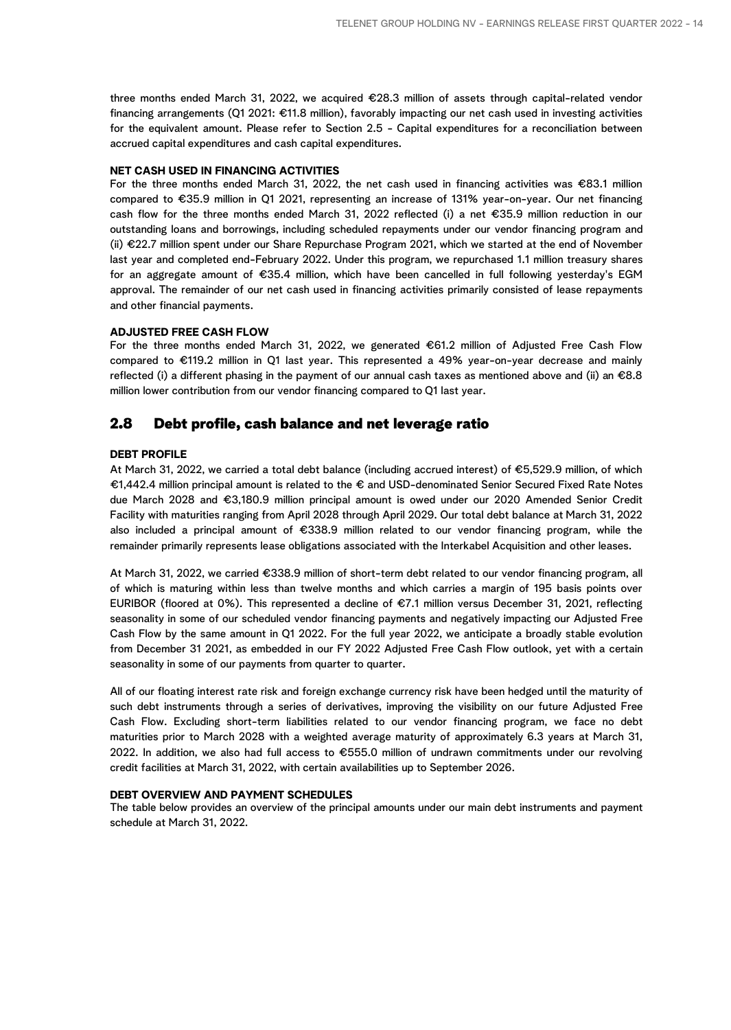three months ended March 31, 2022, we acquired €28.3 million of assets through capital-related vendor financing arrangements (Q1 2021: €11.8 million), favorably impacting our net cash used in investing activities for the equivalent amount. Please refer to Section 2.5 - Capital expenditures for a reconciliation between accrued capital expenditures and cash capital expenditures.

**NET CASH USED IN FINANCING ACTIVITIES**

For the three months ended March 31, 2022, the net cash used in financing activities was €83.1 million compared to €35.9 million in Q1 2021, representing an increase of 131% year-on-year. Our net financing cash flow for the three months ended March 31, 2022 reflected (i) a net €35.9 million reduction in our outstanding loans and borrowings, including scheduled repayments under our vendor financing program and (ii) €22.7 million spent under our Share Repurchase Program 2021, which we started at the end of November last year and completed end-February 2022. Under this program, we repurchased 1.1 million treasury shares for an aggregate amount of €35.4 million, which have been cancelled in full following yesterday's EGM approval. The remainder of our net cash used in financing activities primarily consisted of lease repayments and other financial payments.

**ADJUSTED FREE CASH FLOW**

For the three months ended March 31, 2022, we generated €61.2 million of Adjusted Free Cash Flow compared to €119.2 million in Q1 last year. This represented a 49% year-on-year decrease and mainly reflected (i) a different phasing in the payment of our annual cash taxes as mentioned above and (ii) an €8.8 million lower contribution from our vendor financing compared to Q1 last year.

## 2.8 Debt profile, cash balance and net leverage ratio

**DEBT PROFILE**

At March 31, 2022, we carried a total debt balance (including accrued interest) of €5,529.9 million, of which €1,442.4 million principal amount is related to the € and USD-denominated Senior Secured Fixed Rate Notes due March 2028 and €3,180.9 million principal amount is owed under our 2020 Amended Senior Credit Facility with maturities ranging from April 2028 through April 2029. Our total debt balance at March 31, 2022 also included a principal amount of €338.9 million related to our vendor financing program, while the remainder primarily represents lease obligations associated with the Interkabel Acquisition and other leases.

At March 31, 2022, we carried €338.9 million of short-term debt related to our vendor financing program, all of which is maturing within less than twelve months and which carries a margin of 195 basis points over EURIBOR (floored at 0%). This represented a decline of €7.1 million versus December 31, 2021, reflecting seasonality in some of our scheduled vendor financing payments and negatively impacting our Adjusted Free Cash Flow by the same amount in Q1 2022. For the full year 2022, we anticipate a broadly stable evolution from December 31 2021, as embedded in our FY 2022 Adjusted Free Cash Flow outlook, yet with a certain seasonality in some of our payments from quarter to quarter.

All of our floating interest rate risk and foreign exchange currency risk have been hedged until the maturity of such debt instruments through a series of derivatives, improving the visibility on our future Adjusted Free Cash Flow. Excluding short-term liabilities related to our vendor financing program, we face no debt maturities prior to March 2028 with a weighted average maturity of approximately 6.3 years at March 31, 2022. In addition, we also had full access to €555.0 million of undrawn commitments under our revolving credit facilities at March 31, 2022, with certain availabilities up to September 2026.

**DEBT OVERVIEW AND PAYMENT SCHEDULES**

The table below provides an overview of the principal amounts under our main debt instruments and payment schedule at March 31, 2022.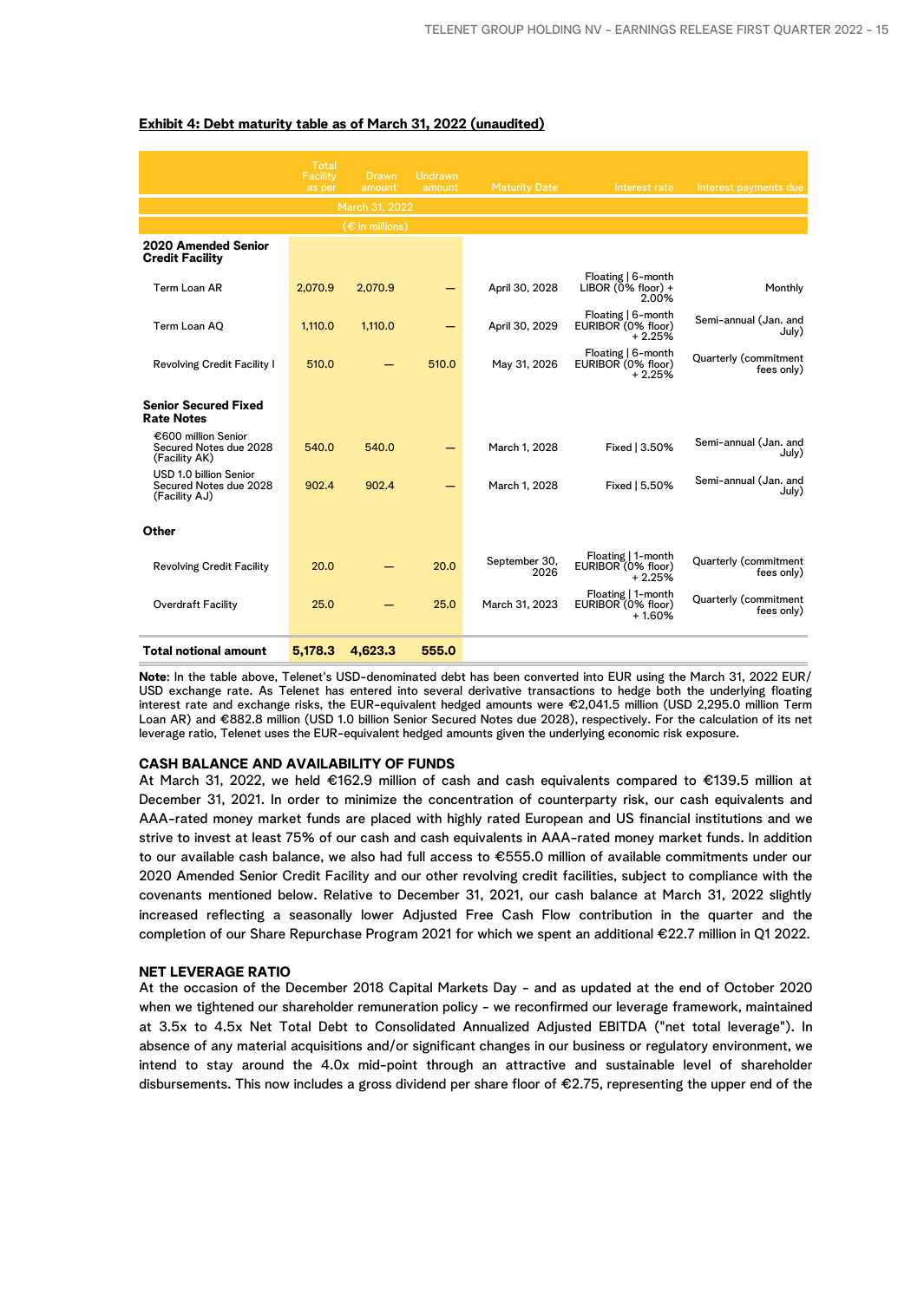**Exhibit 4: Debt maturity table as of March 31, 2022 (unaudited)**

| | Total Facility as per | Drawn amount | Undrawn amount | Maturity Date | Interest rate | Interest payments due |
|---|---|---|---|---|---|---|
| | March 31, 2022 | | | | | |
| | (€ in millions) | | | | | |
| **2020 Amended Senior Credit Facility** | | | | | | |
| Term Loan AR | 2,070.9 | 2,070.9 | — | April 30, 2028 | Floating \| 6-month LIBOR (0% floor) + 2.00% | Monthly |
| Term Loan AQ | 1,110.0 | 1,110.0 | — | April 30, 2029 | Floating \| 6-month EURIBOR (0% floor) + 2.25% | Semi-annual (Jan. and July) |
| Revolving Credit Facility I | 510.0 | — | 510.0 | May 31, 2026 | Floating \| 6-month EURIBOR (0% floor) + 2.25% | Quarterly (commitment fees only) |
| **Senior Secured Fixed Rate Notes** | | | | | | |
| €600 million Senior Secured Notes due 2028 (Facility AK) | 540.0 | 540.0 | — | March 1, 2028 | Fixed \| 3.50% | Semi-annual (Jan. and July) |
| USD 1.0 billion Senior Secured Notes due 2028 (Facility AJ) | 902.4 | 902.4 | — | March 1, 2028 | Fixed \| 5.50% | Semi-annual (Jan. and July) |
| **Other** | | | | | | |
| Revolving Credit Facility | 20.0 | — | 20.0 | September 30, 2026 | Floating \| 1-month EURIBOR (0% floor) + 2.25% | Quarterly (commitment fees only) |
| Overdraft Facility | 25.0 | — | 25.0 | March 31, 2023 | Floating \| 1-month EURIBOR (0% floor) + 1.60% | Quarterly (commitment fees only) |
| **Total notional amount** | **5,178.3** | **4,623.3** | **555.0** | | | |

**Note**: In the table above, Telenet's USD-denominated debt has been converted into EUR using the March 31, 2022 EUR/USD exchange rate. As Telenet has entered into several derivative transactions to hedge both the underlying floating interest rate and exchange risks, the EUR-equivalent hedged amounts were €2,041.5 million (USD 2,295.0 million Term Loan AR) and €882.8 million (USD 1.0 billion Senior Secured Notes due 2028), respectively. For the calculation of its net leverage ratio, Telenet uses the EUR-equivalent hedged amounts given the underlying economic risk exposure.

## CASH BALANCE AND AVAILABILITY OF FUNDS

At March 31, 2022, we held €162.9 million of cash and cash equivalents compared to €139.5 million at December 31, 2021. In order to minimize the concentration of counterparty risk, our cash equivalents and AAA-rated money market funds are placed with highly rated European and US financial institutions and we strive to invest at least 75% of our cash and cash equivalents in AAA-rated money market funds. In addition to our available cash balance, we also had full access to €555.0 million of available commitments under our 2020 Amended Senior Credit Facility and our other revolving credit facilities, subject to compliance with the covenants mentioned below. Relative to December 31, 2021, our cash balance at March 31, 2022 slightly increased reflecting a seasonally lower Adjusted Free Cash Flow contribution in the quarter and the completion of our Share Repurchase Program 2021 for which we spent an additional €22.7 million in Q1 2022.

## NET LEVERAGE RATIO

At the occasion of the December 2018 Capital Markets Day - and as updated at the end of October 2020 when we tightened our shareholder remuneration policy - we reconfirmed our leverage framework, maintained at 3.5x to 4.5x Net Total Debt to Consolidated Annualized Adjusted EBITDA ("net total leverage"). In absence of any material acquisitions and/or significant changes in our business or regulatory environment, we intend to stay around the 4.0x mid-point through an attractive and sustainable level of shareholder disbursements. This now includes a gross dividend per share floor of €2.75, representing the upper end of the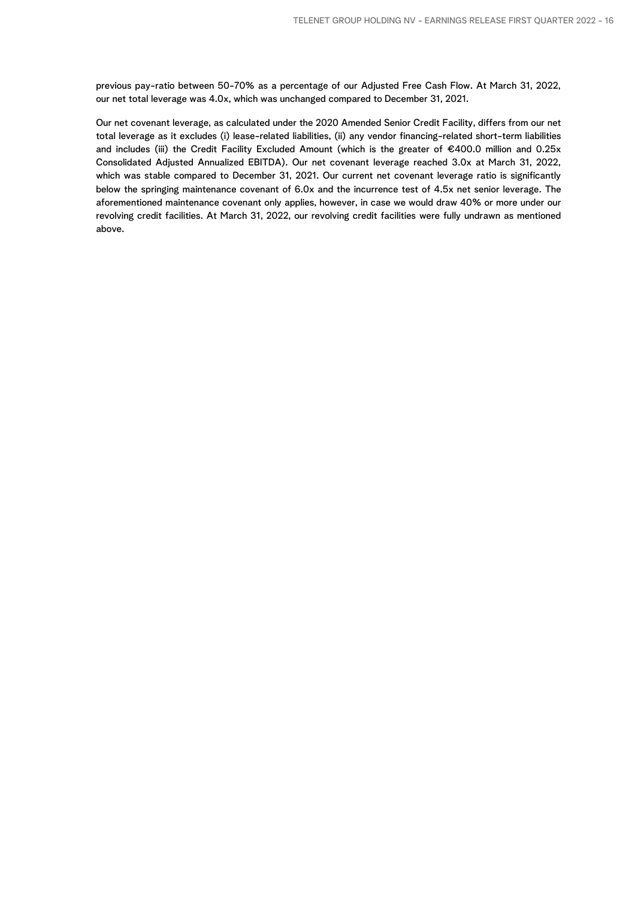previous pay-ratio between 50-70% as a percentage of our Adjusted Free Cash Flow. At March 31, 2022, our net total leverage was 4.0x, which was unchanged compared to December 31, 2021.

Our net covenant leverage, as calculated under the 2020 Amended Senior Credit Facility, differs from our net total leverage as it excludes (i) lease-related liabilities, (ii) any vendor financing-related short-term liabilities and includes (iii) the Credit Facility Excluded Amount (which is the greater of €400.0 million and 0.25x Consolidated Adjusted Annualized EBITDA). Our net covenant leverage reached 3.0x at March 31, 2022, which was stable compared to December 31, 2021. Our current net covenant leverage ratio is significantly below the springing maintenance covenant of 6.0x and the incurrence test of 4.5x net senior leverage. The aforementioned maintenance covenant only applies, however, in case we would draw 40% or more under our revolving credit facilities. At March 31, 2022, our revolving credit facilities were fully undrawn as mentioned above.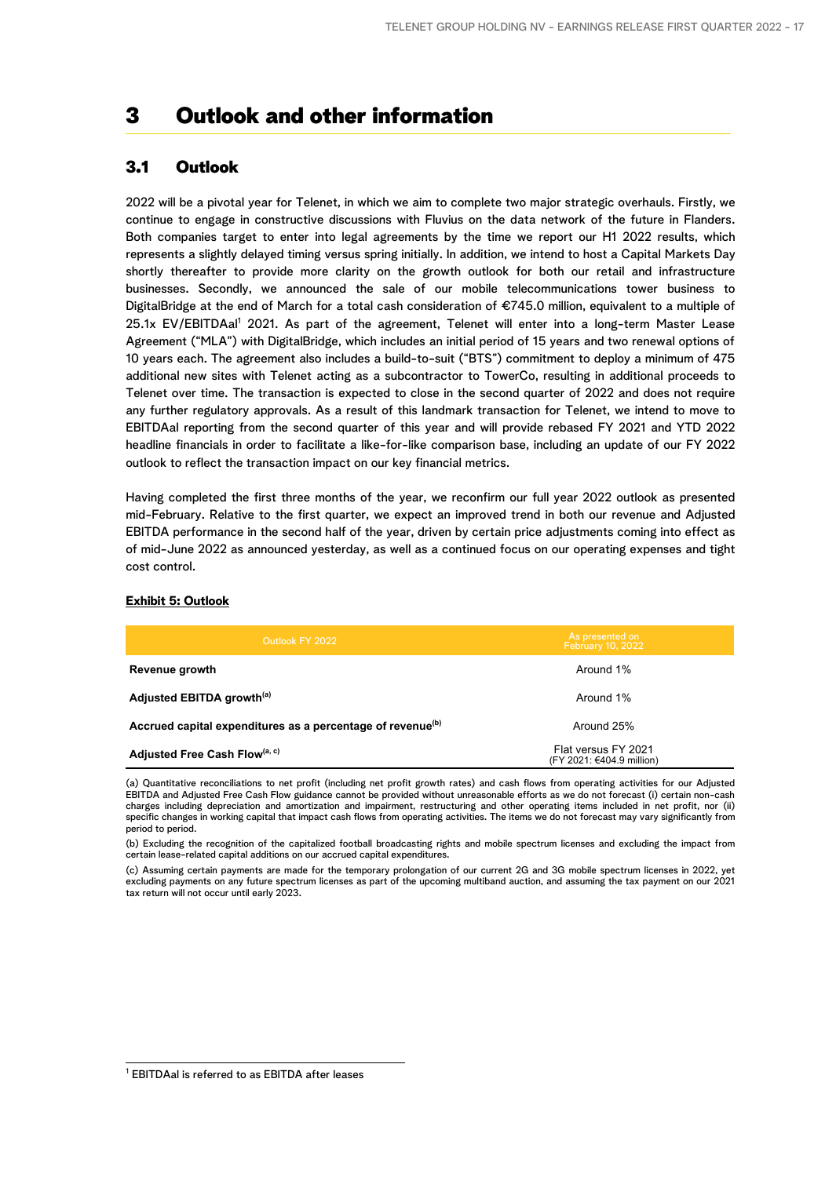# 3 Outlook and other information

## 3.1 Outlook

2022 will be a pivotal year for Telenet, in which we aim to complete two major strategic overhauls. Firstly, we continue to engage in constructive discussions with Fluvius on the data network of the future in Flanders. Both companies target to enter into legal agreements by the time we report our H1 2022 results, which represents a slightly delayed timing versus spring initially. In addition, we intend to host a Capital Markets Day shortly thereafter to provide more clarity on the growth outlook for both our retail and infrastructure businesses. Secondly, we announced the sale of our mobile telecommunications tower business to DigitalBridge at the end of March for a total cash consideration of €745.0 million, equivalent to a multiple of 25.1x EV/EBITDAal[1] 2021. As part of the agreement, Telenet will enter into a long-term Master Lease Agreement ("MLA") with DigitalBridge, which includes an initial period of 15 years and two renewal options of 10 years each. The agreement also includes a build-to-suit ("BTS") commitment to deploy a minimum of 475 additional new sites with Telenet acting as a subcontractor to TowerCo, resulting in additional proceeds to Telenet over time. The transaction is expected to close in the second quarter of 2022 and does not require any further regulatory approvals. As a result of this landmark transaction for Telenet, we intend to move to EBITDAal reporting from the second quarter of this year and will provide rebased FY 2021 and YTD 2022 headline financials in order to facilitate a like-for-like comparison base, including an update of our FY 2022 outlook to reflect the transaction impact on our key financial metrics.

Having completed the first three months of the year, we reconfirm our full year 2022 outlook as presented mid-February. Relative to the first quarter, we expect an improved trend in both our revenue and Adjusted EBITDA performance in the second half of the year, driven by certain price adjustments coming into effect as of mid-June 2022 as announced yesterday, as well as a continued focus on our operating expenses and tight cost control.

**Exhibit 5: Outlook**

| Outlook FY 2022 | As presented on February 10, 2022 |
|---|---|
| **Revenue growth** | Around 1% |
| **Adjusted EBITDA growth**[(a)] | Around 1% |
| **Accrued capital expenditures as a percentage of revenue**[(b)] | Around 25% |
| **Adjusted Free Cash Flow**[(a, c)] | Flat versus FY 2021 (FY 2021: €404.9 million) |

(a) Quantitative reconciliations to net profit (including net profit growth rates) and cash flows from operating activities for our Adjusted EBITDA and Adjusted Free Cash Flow guidance cannot be provided without unreasonable efforts as we do not forecast (i) certain non-cash charges including depreciation and amortization and impairment, restructuring and other operating items included in net profit, nor (ii) specific changes in working capital that impact cash flows from operating activities. The items we do not forecast may vary significantly from period to period.

(b) Excluding the recognition of the capitalized football broadcasting rights and mobile spectrum licenses and excluding the impact from certain lease-related capital additions on our accrued capital expenditures.

(c) Assuming certain payments are made for the temporary prolongation of our current 2G and 3G mobile spectrum licenses in 2022, yet excluding payments on any future spectrum licenses as part of the upcoming multiband auction, and assuming the tax payment on our 2021 tax return will not occur until early 2023.

[1] EBITDAal is referred to as EBITDA after leases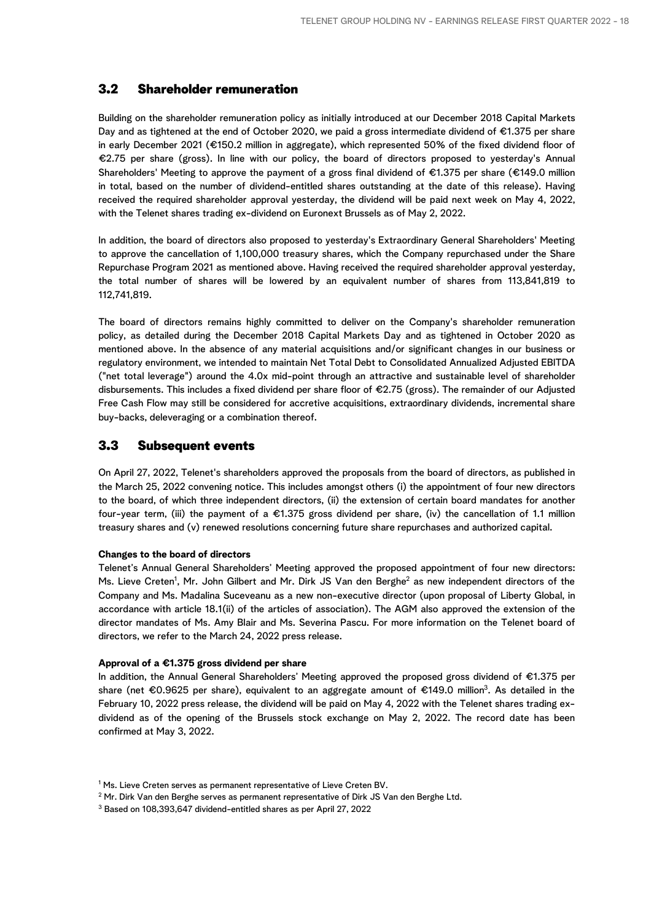## 3.2 Shareholder remuneration

Building on the shareholder remuneration policy as initially introduced at our December 2018 Capital Markets Day and as tightened at the end of October 2020, we paid a gross intermediate dividend of €1.375 per share in early December 2021 (€150.2 million in aggregate), which represented 50% of the fixed dividend floor of €2.75 per share (gross). In line with our policy, the board of directors proposed to yesterday's Annual Shareholders' Meeting to approve the payment of a gross final dividend of €1.375 per share (€149.0 million in total, based on the number of dividend-entitled shares outstanding at the date of this release). Having received the required shareholder approval yesterday, the dividend will be paid next week on May 4, 2022, with the Telenet shares trading ex-dividend on Euronext Brussels as of May 2, 2022.

In addition, the board of directors also proposed to yesterday's Extraordinary General Shareholders' Meeting to approve the cancellation of 1,100,000 treasury shares, which the Company repurchased under the Share Repurchase Program 2021 as mentioned above. Having received the required shareholder approval yesterday, the total number of shares will be lowered by an equivalent number of shares from 113,841,819 to 112,741,819.

The board of directors remains highly committed to deliver on the Company's shareholder remuneration policy, as detailed during the December 2018 Capital Markets Day and as tightened in October 2020 as mentioned above. In the absence of any material acquisitions and/or significant changes in our business or regulatory environment, we intended to maintain Net Total Debt to Consolidated Annualized Adjusted EBITDA ("net total leverage") around the 4.0x mid-point through an attractive and sustainable level of shareholder disbursements. This includes a fixed dividend per share floor of €2.75 (gross). The remainder of our Adjusted Free Cash Flow may still be considered for accretive acquisitions, extraordinary dividends, incremental share buy-backs, deleveraging or a combination thereof.

## 3.3 Subsequent events

On April 27, 2022, Telenet's shareholders approved the proposals from the board of directors, as published in the March 25, 2022 convening notice. This includes amongst others (i) the appointment of four new directors to the board, of which three independent directors, (ii) the extension of certain board mandates for another four-year term, (iii) the payment of a €1.375 gross dividend per share, (iv) the cancellation of 1.1 million treasury shares and (v) renewed resolutions concerning future share repurchases and authorized capital.

**Changes to the board of directors**

Telenet's Annual General Shareholders' Meeting approved the proposed appointment of four new directors: Ms. Lieve Creten[1], Mr. John Gilbert and Mr. Dirk JS Van den Berghe[2] as new independent directors of the Company and Ms. Madalina Suceveanu as a new non-executive director (upon proposal of Liberty Global, in accordance with article 18.1(ii) of the articles of association). The AGM also approved the extension of the director mandates of Ms. Amy Blair and Ms. Severina Pascu. For more information on the Telenet board of directors, we refer to the March 24, 2022 press release.

**Approval of a €1.375 gross dividend per share**

In addition, the Annual General Shareholders' Meeting approved the proposed gross dividend of €1.375 per share (net €0.9625 per share), equivalent to an aggregate amount of €149.0 million[3]. As detailed in the February 10, 2022 press release, the dividend will be paid on May 4, 2022 with the Telenet shares trading ex-dividend as of the opening of the Brussels stock exchange on May 2, 2022. The record date has been confirmed at May 3, 2022.

[1] Ms. Lieve Creten serves as permanent representative of Lieve Creten BV.

[2] Mr. Dirk Van den Berghe serves as permanent representative of Dirk JS Van den Berghe Ltd.

[3] Based on 108,393,647 dividend-entitled shares as per April 27, 2022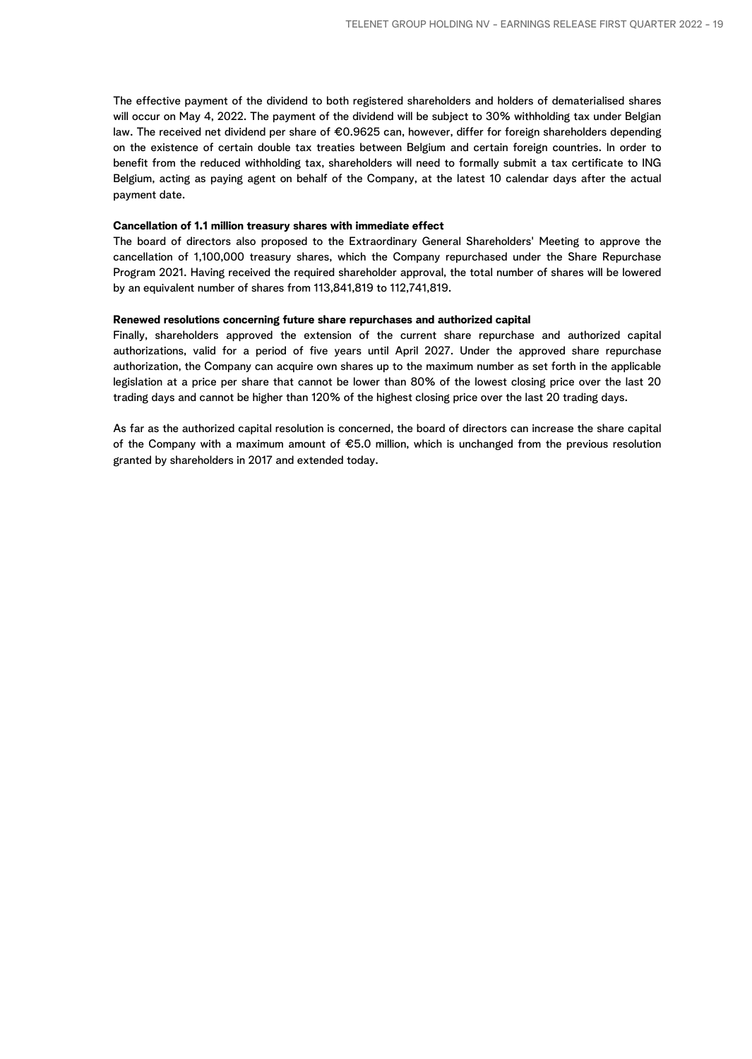The effective payment of the dividend to both registered shareholders and holders of dematerialised shares will occur on May 4, 2022. The payment of the dividend will be subject to 30% withholding tax under Belgian law. The received net dividend per share of €0.9625 can, however, differ for foreign shareholders depending on the existence of certain double tax treaties between Belgium and certain foreign countries. In order to benefit from the reduced withholding tax, shareholders will need to formally submit a tax certificate to ING Belgium, acting as paying agent on behalf of the Company, at the latest 10 calendar days after the actual payment date.

**Cancellation of 1.1 million treasury shares with immediate effect**

The board of directors also proposed to the Extraordinary General Shareholders' Meeting to approve the cancellation of 1,100,000 treasury shares, which the Company repurchased under the Share Repurchase Program 2021. Having received the required shareholder approval, the total number of shares will be lowered by an equivalent number of shares from 113,841,819 to 112,741,819.

**Renewed resolutions concerning future share repurchases and authorized capital**

Finally, shareholders approved the extension of the current share repurchase and authorized capital authorizations, valid for a period of five years until April 2027. Under the approved share repurchase authorization, the Company can acquire own shares up to the maximum number as set forth in the applicable legislation at a price per share that cannot be lower than 80% of the lowest closing price over the last 20 trading days and cannot be higher than 120% of the highest closing price over the last 20 trading days.

As far as the authorized capital resolution is concerned, the board of directors can increase the share capital of the Company with a maximum amount of €5.0 million, which is unchanged from the previous resolution granted by shareholders in 2017 and extended today.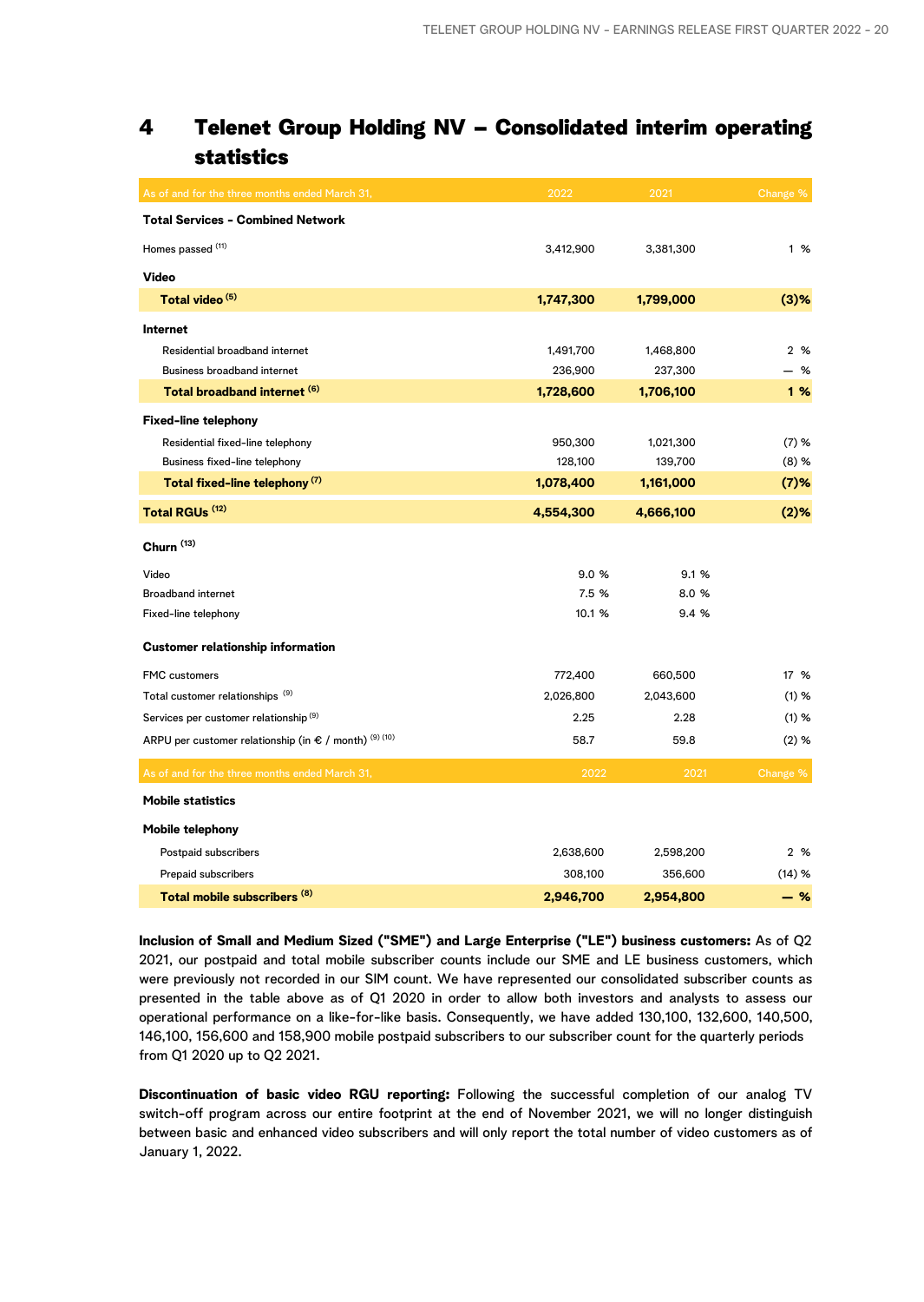# 4 Telenet Group Holding NV – Consolidated interim operating statistics

| As of and for the three months ended March 31, | 2022 | 2021 | Change % |
|---|---|---|---|
| **Total Services - Combined Network** | | | |
| Homes passed [11] | 3,412,900 | 3,381,300 | 1 % |
| **Video** | | | |
| **Total video [5]** | **1,747,300** | **1,799,000** | **(3)%** |
| **Internet** | | | |
| Residential broadband internet | 1,491,700 | 1,468,800 | 2 % |
| Business broadband internet | 236,900 | 237,300 | — % |
| **Total broadband internet [6]** | **1,728,600** | **1,706,100** | **1 %** |
| **Fixed-line telephony** | | | |
| Residential fixed-line telephony | 950,300 | 1,021,300 | (7) % |
| Business fixed-line telephony | 128,100 | 139,700 | (8) % |
| **Total fixed-line telephony [7]** | **1,078,400** | **1,161,000** | **(7)%** |
| **Total RGUs [12]** | **4,554,300** | **4,666,100** | **(2)%** |
| **Churn [13]** | | | |
| Video | 9.0 % | 9.1 % | |
| Broadband internet | 7.5 % | 8.0 % | |
| Fixed-line telephony | 10.1 % | 9.4 % | |
| **Customer relationship information** | | | |
| FMC customers | 772,400 | 660,500 | 17 % |
| Total customer relationships [9] | 2,026,800 | 2,043,600 | (1) % |
| Services per customer relationship [9] | 2.25 | 2.28 | (1) % |
| ARPU per customer relationship (in € / month) [9] [10] | 58.7 | 59.8 | (2) % |

| As of and for the three months ended March 31, | 2022 | 2021 | Change % |
|---|---|---|---|
| **Mobile statistics** | | | |
| **Mobile telephony** | | | |
| Postpaid subscribers | 2,638,600 | 2,598,200 | 2 % |
| Prepaid subscribers | 308,100 | 356,600 | (14) % |
| **Total mobile subscribers [8]** | **2,946,700** | **2,954,800** | **— %** |

**Inclusion of Small and Medium Sized ("SME") and Large Enterprise ("LE") business customers:** As of Q2 2021, our postpaid and total mobile subscriber counts include our SME and LE business customers, which were previously not recorded in our SIM count. We have represented our consolidated subscriber counts as presented in the table above as of Q1 2020 in order to allow both investors and analysts to assess our operational performance on a like-for-like basis. Consequently, we have added 130,100, 132,600, 140,500, 146,100, 156,600 and 158,900 mobile postpaid subscribers to our subscriber count for the quarterly periods from Q1 2020 up to Q2 2021.

**Discontinuation of basic video RGU reporting:** Following the successful completion of our analog TV switch-off program across our entire footprint at the end of November 2021, we will no longer distinguish between basic and enhanced video subscribers and will only report the total number of video customers as of January 1, 2022.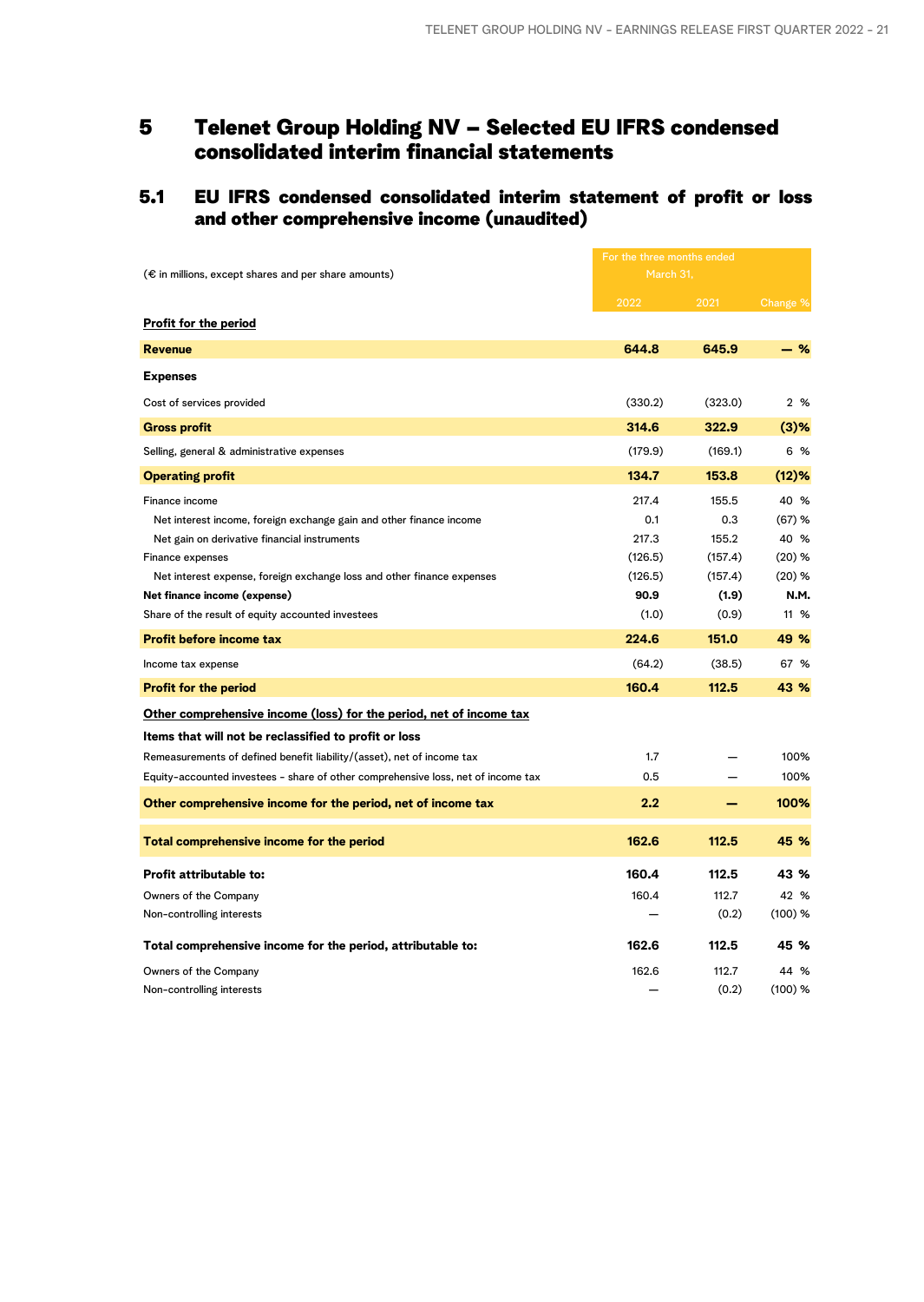# 5 Telenet Group Holding NV – Selected EU IFRS condensed consolidated interim financial statements

## 5.1 EU IFRS condensed consolidated interim statement of profit or loss and other comprehensive income (unaudited)

| (€ in millions, except shares and per share amounts) | For the three months ended March 31, | | |
|---|---|---|---|
| | 2022 | 2021 | Change % |
| **Profit for the period** | | | |
| **Revenue** | **644.8** | **645.9** | **— %** |
| **Expenses** | | | |
| Cost of services provided | (330.2) | (323.0) | 2 % |
| **Gross profit** | **314.6** | **322.9** | **(3)%** |
| Selling, general & administrative expenses | (179.9) | (169.1) | 6 % |
| **Operating profit** | **134.7** | **153.8** | **(12)%** |
| Finance income | 217.4 | 155.5 | 40 % |
| Net interest income, foreign exchange gain and other finance income | 0.1 | 0.3 | (67) % |
| Net gain on derivative financial instruments | 217.3 | 155.2 | 40 % |
| Finance expenses | (126.5) | (157.4) | (20) % |
| Net interest expense, foreign exchange loss and other finance expenses | (126.5) | (157.4) | (20) % |
| **Net finance income (expense)** | **90.9** | **(1.9)** | **N.M.** |
| Share of the result of equity accounted investees | (1.0) | (0.9) | 11 % |
| **Profit before income tax** | **224.6** | **151.0** | **49 %** |
| Income tax expense | (64.2) | (38.5) | 67 % |
| **Profit for the period** | **160.4** | **112.5** | **43 %** |
| **Other comprehensive income (loss) for the period, net of income tax** | | | |
| **Items that will not be reclassified to profit or loss** | | | |
| Remeasurements of defined benefit liability/(asset), net of income tax | 1.7 | — | 100% |
| Equity-accounted investees - share of other comprehensive loss, net of income tax | 0.5 | — | 100% |
| **Other comprehensive income for the period, net of income tax** | **2.2** | **—** | **100%** |
| **Total comprehensive income for the period** | **162.6** | **112.5** | **45 %** |
| **Profit attributable to:** | **160.4** | **112.5** | **43 %** |
| Owners of the Company | 160.4 | 112.7 | 42 % |
| Non-controlling interests | — | (0.2) | (100) % |
| **Total comprehensive income for the period, attributable to:** | **162.6** | **112.5** | **45 %** |
| Owners of the Company | 162.6 | 112.7 | 44 % |
| Non-controlling interests | — | (0.2) | (100) % |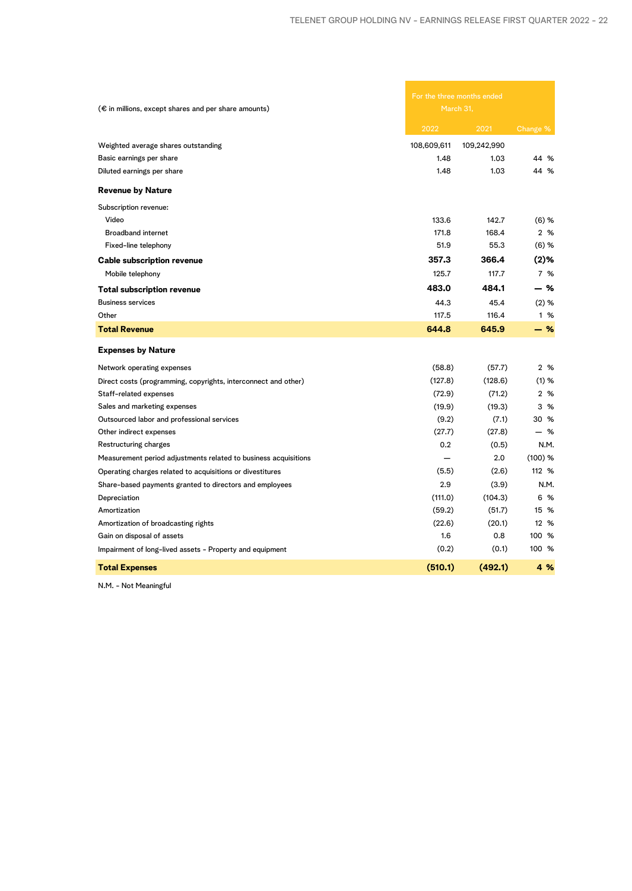| (€ in millions, except shares and per share amounts) | For the three months ended March 31, | | |
|---|---|---|---|
| | 2022 | 2021 | Change % |
| Weighted average shares outstanding | 108,609,611 | 109,242,990 | |
| Basic earnings per share | 1.48 | 1.03 | 44 % |
| Diluted earnings per share | 1.48 | 1.03 | 44 % |
| **Revenue by Nature** | | | |
| Subscription revenue: | | | |
| Video | 133.6 | 142.7 | (6) % |
| Broadband internet | 171.8 | 168.4 | 2 % |
| Fixed-line telephony | 51.9 | 55.3 | (6) % |
| **Cable subscription revenue** | **357.3** | **366.4** | **(2)%** |
| Mobile telephony | 125.7 | 117.7 | 7 % |
| **Total subscription revenue** | **483.0** | **484.1** | **— %** |
| Business services | 44.3 | 45.4 | (2) % |
| Other | 117.5 | 116.4 | 1 % |
| **Total Revenue** | **644.8** | **645.9** | **— %** |
| **Expenses by Nature** | | | |
| Network operating expenses | (58.8) | (57.7) | 2 % |
| Direct costs (programming, copyrights, interconnect and other) | (127.8) | (128.6) | (1) % |
| Staff-related expenses | (72.9) | (71.2) | 2 % |
| Sales and marketing expenses | (19.9) | (19.3) | 3 % |
| Outsourced labor and professional services | (9.2) | (7.1) | 30 % |
| Other indirect expenses | (27.7) | (27.8) | — % |
| Restructuring charges | 0.2 | (0.5) | N.M. |
| Measurement period adjustments related to business acquisitions | — | 2.0 | (100) % |
| Operating charges related to acquisitions or divestitures | (5.5) | (2.6) | 112 % |
| Share-based payments granted to directors and employees | 2.9 | (3.9) | N.M. |
| Depreciation | (111.0) | (104.3) | 6 % |
| Amortization | (59.2) | (51.7) | 15 % |
| Amortization of broadcasting rights | (22.6) | (20.1) | 12 % |
| Gain on disposal of assets | 1.6 | 0.8 | 100 % |
| Impairment of long-lived assets - Property and equipment | (0.2) | (0.1) | 100 % |
| **Total Expenses** | **(510.1)** | **(492.1)** | **4 %** |

N.M. - Not Meaningful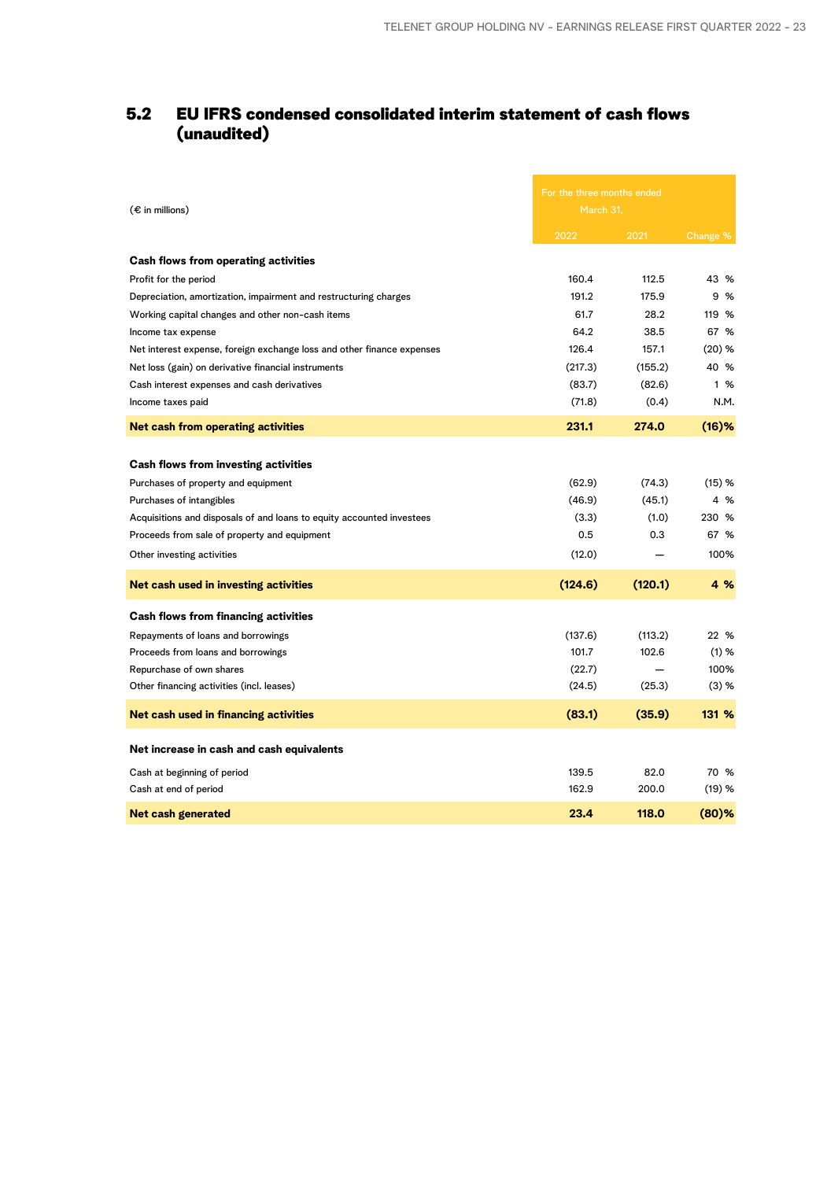## 5.2 EU IFRS condensed consolidated interim statement of cash flows (unaudited)

| (€ in millions) | For the three months ended March 31, | | |
|---|---|---|---|
| | 2022 | 2021 | Change % |
| **Cash flows from operating activities** | | | |
| Profit for the period | 160.4 | 112.5 | 43 % |
| Depreciation, amortization, impairment and restructuring charges | 191.2 | 175.9 | 9 % |
| Working capital changes and other non-cash items | 61.7 | 28.2 | 119 % |
| Income tax expense | 64.2 | 38.5 | 67 % |
| Net interest expense, foreign exchange loss and other finance expenses | 126.4 | 157.1 | (20) % |
| Net loss (gain) on derivative financial instruments | (217.3) | (155.2) | 40 % |
| Cash interest expenses and cash derivatives | (83.7) | (82.6) | 1 % |
| Income taxes paid | (71.8) | (0.4) | N.M. |
| **Net cash from operating activities** | **231.1** | **274.0** | **(16)%** |
| **Cash flows from investing activities** | | | |
| Purchases of property and equipment | (62.9) | (74.3) | (15) % |
| Purchases of intangibles | (46.9) | (45.1) | 4 % |
| Acquisitions and disposals of and loans to equity accounted investees | (3.3) | (1.0) | 230 % |
| Proceeds from sale of property and equipment | 0.5 | 0.3 | 67 % |
| Other investing activities | (12.0) | — | 100% |
| **Net cash used in investing activities** | **(124.6)** | **(120.1)** | **4 %** |
| **Cash flows from financing activities** | | | |
| Repayments of loans and borrowings | (137.6) | (113.2) | 22 % |
| Proceeds from loans and borrowings | 101.7 | 102.6 | (1) % |
| Repurchase of own shares | (22.7) | — | 100% |
| Other financing activities (incl. leases) | (24.5) | (25.3) | (3) % |
| **Net cash used in financing activities** | **(83.1)** | **(35.9)** | **131 %** |
| **Net increase in cash and cash equivalents** | | | |
| Cash at beginning of period | 139.5 | 82.0 | 70 % |
| Cash at end of period | 162.9 | 200.0 | (19) % |
| **Net cash generated** | **23.4** | **118.0** | **(80)%** |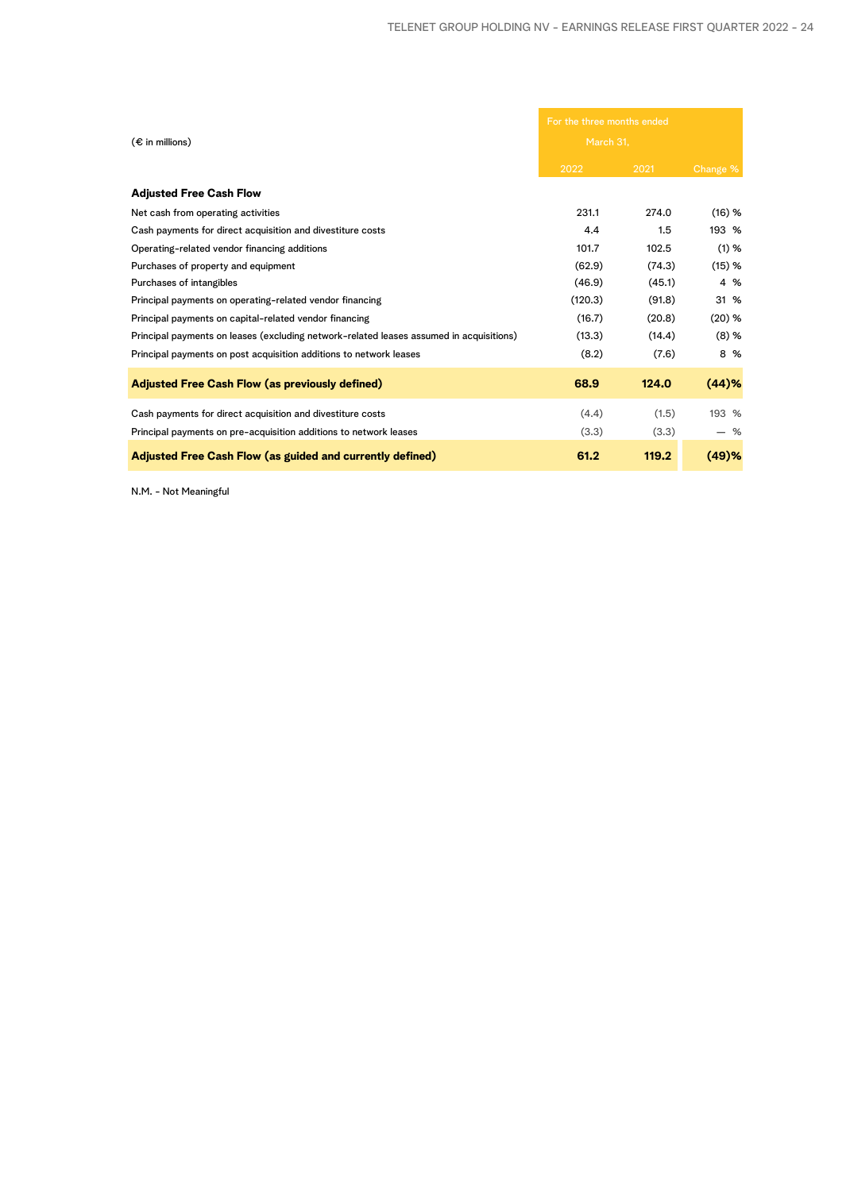| (€ in millions) | For the three months ended March 31, | | |
|---|---|---|---|
| | 2022 | 2021 | Change % |
| **Adjusted Free Cash Flow** | | | |
| Net cash from operating activities | 231.1 | 274.0 | (16) % |
| Cash payments for direct acquisition and divestiture costs | 4.4 | 1.5 | 193 % |
| Operating-related vendor financing additions | 101.7 | 102.5 | (1) % |
| Purchases of property and equipment | (62.9) | (74.3) | (15) % |
| Purchases of intangibles | (46.9) | (45.1) | 4 % |
| Principal payments on operating-related vendor financing | (120.3) | (91.8) | 31 % |
| Principal payments on capital-related vendor financing | (16.7) | (20.8) | (20) % |
| Principal payments on leases (excluding network-related leases assumed in acquisitions) | (13.3) | (14.4) | (8) % |
| Principal payments on post acquisition additions to network leases | (8.2) | (7.6) | 8 % |
| **Adjusted Free Cash Flow (as previously defined)** | **68.9** | **124.0** | **(44)%** |
| Cash payments for direct acquisition and divestiture costs | (4.4) | (1.5) | 193 % |
| Principal payments on pre-acquisition additions to network leases | (3.3) | (3.3) | — % |
| **Adjusted Free Cash Flow (as guided and currently defined)** | **61.2** | **119.2** | **(49)%** |

N.M. - Not Meaningful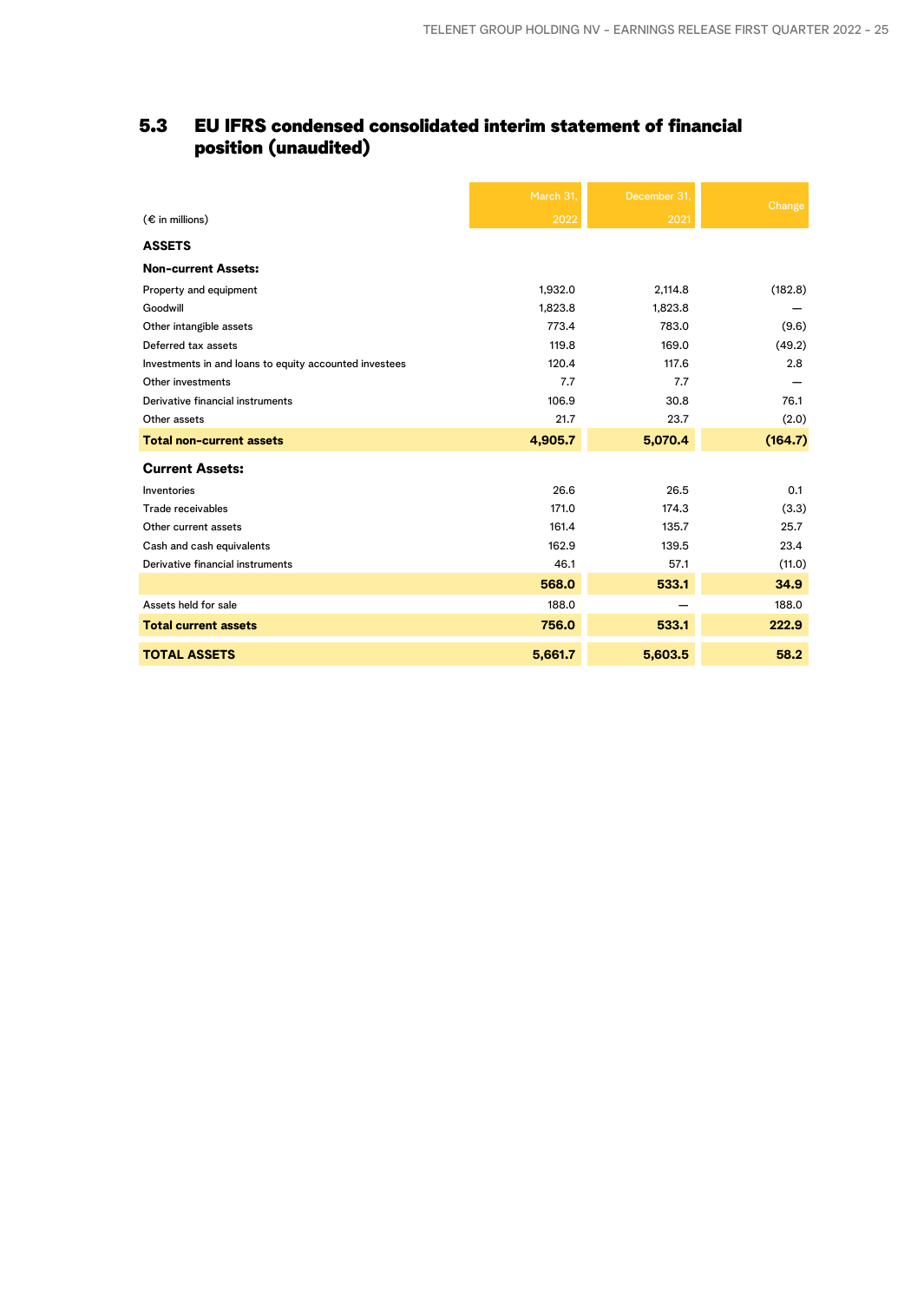## 5.3 EU IFRS condensed consolidated interim statement of financial position (unaudited)

| (€ in millions) | March 31, 2022 | December 31, 2021 | Change |
|---|---|---|---|
| **ASSETS** | | | |
| **Non-current Assets:** | | | |
| Property and equipment | 1,932.0 | 2,114.8 | (182.8) |
| Goodwill | 1,823.8 | 1,823.8 | — |
| Other intangible assets | 773.4 | 783.0 | (9.6) |
| Deferred tax assets | 119.8 | 169.0 | (49.2) |
| Investments in and loans to equity accounted investees | 120.4 | 117.6 | 2.8 |
| Other investments | 7.7 | 7.7 | — |
| Derivative financial instruments | 106.9 | 30.8 | 76.1 |
| Other assets | 21.7 | 23.7 | (2.0) |
| **Total non-current assets** | **4,905.7** | **5,070.4** | **(164.7)** |
| **Current Assets:** | | | |
| Inventories | 26.6 | 26.5 | 0.1 |
| Trade receivables | 171.0 | 174.3 | (3.3) |
| Other current assets | 161.4 | 135.7 | 25.7 |
| Cash and cash equivalents | 162.9 | 139.5 | 23.4 |
| Derivative financial instruments | 46.1 | 57.1 | (11.0) |
| | **568.0** | **533.1** | **34.9** |
| Assets held for sale | 188.0 | — | 188.0 |
| **Total current assets** | **756.0** | **533.1** | **222.9** |
| **TOTAL ASSETS** | **5,661.7** | **5,603.5** | **58.2** |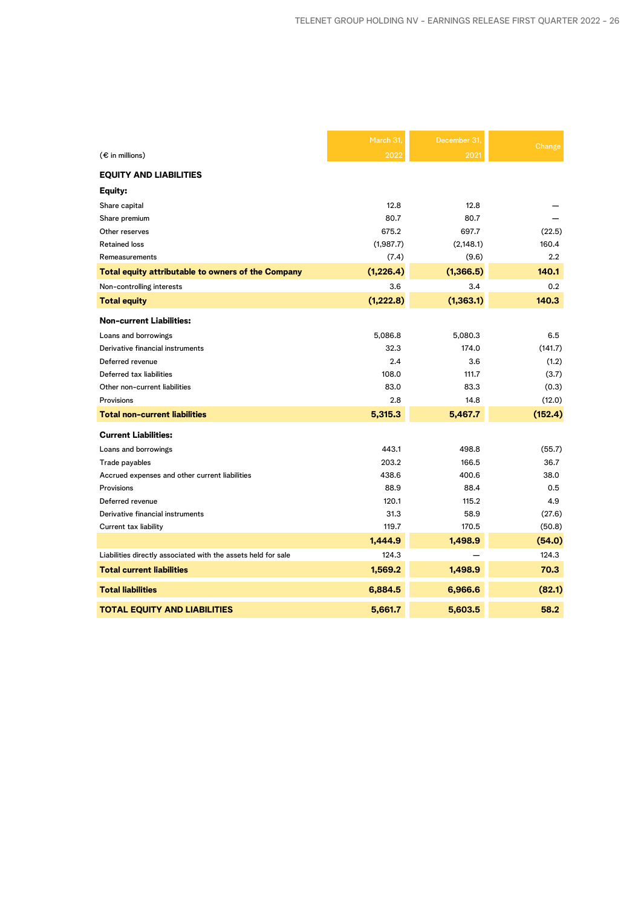| (€ in millions) | March 31, 2022 | December 31, 2021 | Change |
|---|---|---|---|
| **EQUITY AND LIABILITIES** | | | |
| **Equity:** | | | |
| Share capital | 12.8 | 12.8 | — |
| Share premium | 80.7 | 80.7 | — |
| Other reserves | 675.2 | 697.7 | (22.5) |
| Retained loss | (1,987.7) | (2,148.1) | 160.4 |
| Remeasurements | (7.4) | (9.6) | 2.2 |
| **Total equity attributable to owners of the Company** | **(1,226.4)** | **(1,366.5)** | **140.1** |
| Non-controlling interests | 3.6 | 3.4 | 0.2 |
| **Total equity** | **(1,222.8)** | **(1,363.1)** | **140.3** |
| **Non-current Liabilities:** | | | |
| Loans and borrowings | 5,086.8 | 5,080.3 | 6.5 |
| Derivative financial instruments | 32.3 | 174.0 | (141.7) |
| Deferred revenue | 2.4 | 3.6 | (1.2) |
| Deferred tax liabilities | 108.0 | 111.7 | (3.7) |
| Other non-current liabilities | 83.0 | 83.3 | (0.3) |
| Provisions | 2.8 | 14.8 | (12.0) |
| **Total non-current liabilities** | **5,315.3** | **5,467.7** | **(152.4)** |
| **Current Liabilities:** | | | |
| Loans and borrowings | 443.1 | 498.8 | (55.7) |
| Trade payables | 203.2 | 166.5 | 36.7 |
| Accrued expenses and other current liabilities | 438.6 | 400.6 | 38.0 |
| Provisions | 88.9 | 88.4 | 0.5 |
| Deferred revenue | 120.1 | 115.2 | 4.9 |
| Derivative financial instruments | 31.3 | 58.9 | (27.6) |
| Current tax liability | 119.7 | 170.5 | (50.8) |
| | **1,444.9** | **1,498.9** | **(54.0)** |
| Liabilities directly associated with the assets held for sale | 124.3 | — | 124.3 |
| **Total current liabilities** | **1,569.2** | **1,498.9** | **70.3** |
| **Total liabilities** | **6,884.5** | **6,966.6** | **(82.1)** |
| **TOTAL EQUITY AND LIABILITIES** | **5,661.7** | **5,603.5** | **58.2** |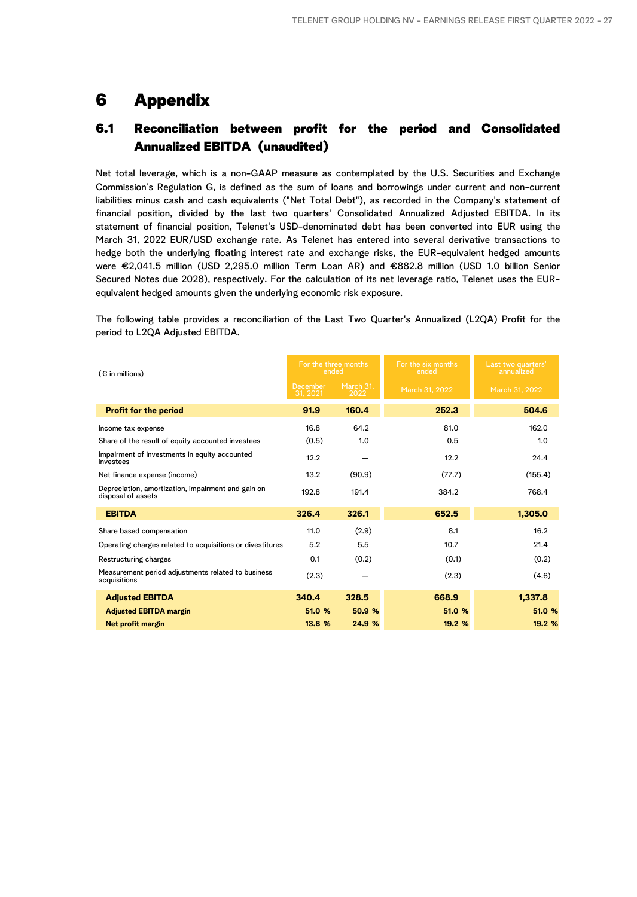# 6 Appendix

## 6.1 Reconciliation between profit for the period and Consolidated Annualized EBITDA (unaudited)

Net total leverage, which is a non-GAAP measure as contemplated by the U.S. Securities and Exchange Commission's Regulation G, is defined as the sum of loans and borrowings under current and non-current liabilities minus cash and cash equivalents ("Net Total Debt"), as recorded in the Company's statement of financial position, divided by the last two quarters' Consolidated Annualized Adjusted EBITDA. In its statement of financial position, Telenet's USD-denominated debt has been converted into EUR using the March 31, 2022 EUR/USD exchange rate. As Telenet has entered into several derivative transactions to hedge both the underlying floating interest rate and exchange risks, the EUR-equivalent hedged amounts were €2,041.5 million (USD 2,295.0 million Term Loan AR) and €882.8 million (USD 1.0 billion Senior Secured Notes due 2028), respectively. For the calculation of its net leverage ratio, Telenet uses the EUR-equivalent hedged amounts given the underlying economic risk exposure.

The following table provides a reconciliation of the Last Two Quarter's Annualized (L2QA) Profit for the period to L2QA Adjusted EBITDA.

| (€ in millions) | For the three months ended | | For the six months ended | Last two quarters' annualized |
|---|---|---|---|---|
| | December 31, 2021 | March 31, 2022 | March 31, 2022 | March 31, 2022 |
| **Profit for the period** | **91.9** | **160.4** | **252.3** | **504.6** |
| Income tax expense | 16.8 | 64.2 | 81.0 | 162.0 |
| Share of the result of equity accounted investees | (0.5) | 1.0 | 0.5 | 1.0 |
| Impairment of investments in equity accounted investees | 12.2 | — | 12.2 | 24.4 |
| Net finance expense (income) | 13.2 | (90.9) | (77.7) | (155.4) |
| Depreciation, amortization, impairment and gain on disposal of assets | 192.8 | 191.4 | 384.2 | 768.4 |
| **EBITDA** | **326.4** | **326.1** | **652.5** | **1,305.0** |
| Share based compensation | 11.0 | (2.9) | 8.1 | 16.2 |
| Operating charges related to acquisitions or divestitures | 5.2 | 5.5 | 10.7 | 21.4 |
| Restructuring charges | 0.1 | (0.2) | (0.1) | (0.2) |
| Measurement period adjustments related to business acquisitions | (2.3) | — | (2.3) | (4.6) |
| **Adjusted EBITDA** | **340.4** | **328.5** | **668.9** | **1,337.8** |
| **Adjusted EBITDA margin** | **51.0 %** | **50.9 %** | **51.0 %** | **51.0 %** |
| **Net profit margin** | **13.8 %** | **24.9 %** | **19.2 %** | **19.2 %** |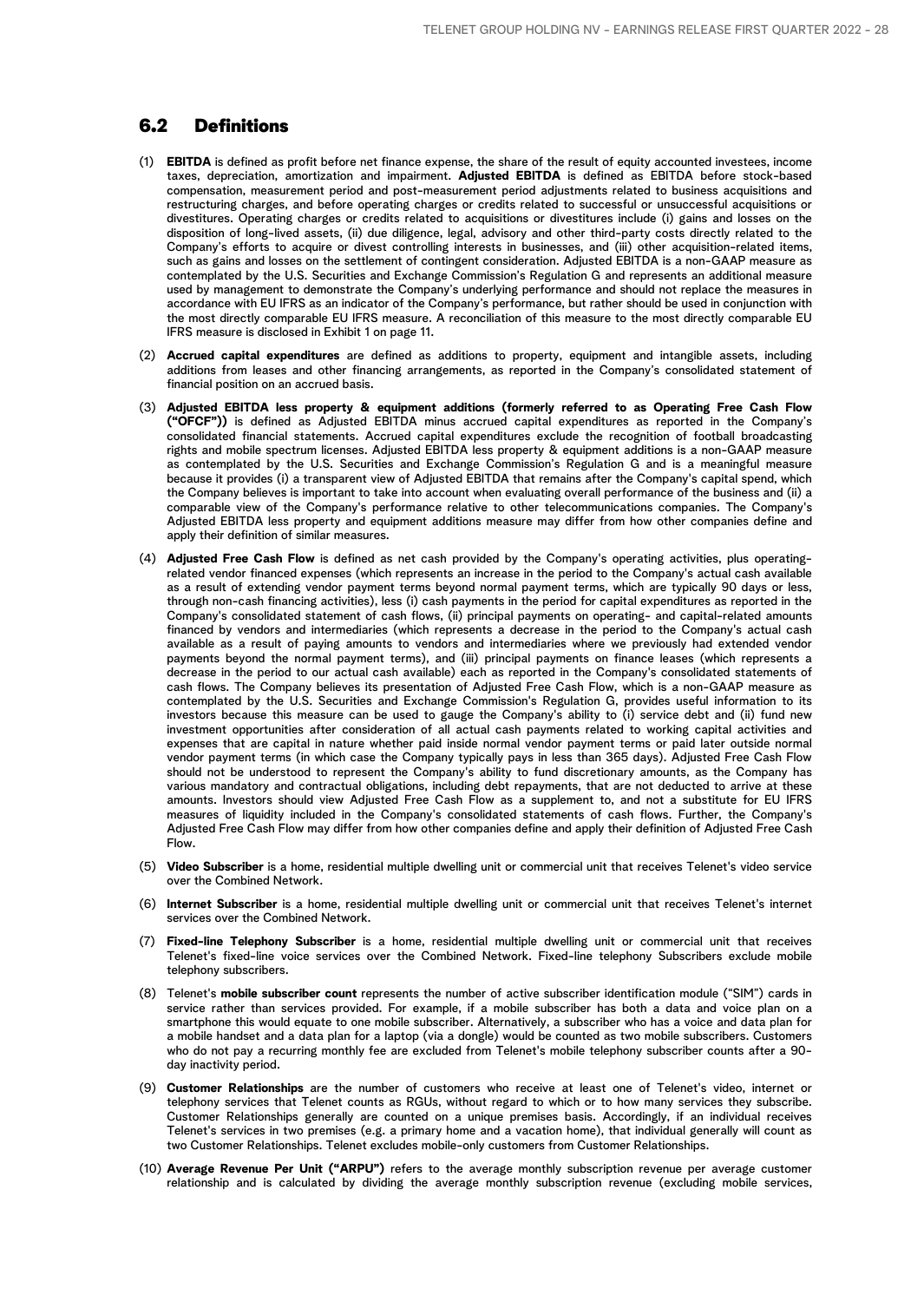## 6.2 Definitions

(1) **EBITDA** is defined as profit before net finance expense, the share of the result of equity accounted investees, income taxes, depreciation, amortization and impairment. **Adjusted EBITDA** is defined as EBITDA before stock-based compensation, measurement period and post-measurement period adjustments related to business acquisitions and restructuring charges, and before operating charges or credits related to successful or unsuccessful acquisitions or divestitures. Operating charges or credits related to acquisitions or divestitures include (i) gains and losses on the disposition of long-lived assets, (ii) due diligence, legal, advisory and other third-party costs directly related to the Company's efforts to acquire or divest controlling interests in businesses, and (iii) other acquisition-related items, such as gains and losses on the settlement of contingent consideration. Adjusted EBITDA is a non-GAAP measure as contemplated by the U.S. Securities and Exchange Commission's Regulation G and represents an additional measure used by management to demonstrate the Company's underlying performance and should not replace the measures in accordance with EU IFRS as an indicator of the Company's performance, but rather should be used in conjunction with the most directly comparable EU IFRS measure. A reconciliation of this measure to the most directly comparable EU IFRS measure is disclosed in Exhibit 1 on page 11.

(2) **Accrued capital expenditures** are defined as additions to property, equipment and intangible assets, including additions from leases and other financing arrangements, as reported in the Company's consolidated statement of financial position on an accrued basis.

(3) **Adjusted EBITDA less property & equipment additions (formerly referred to as Operating Free Cash Flow ("OFCF"))** is defined as Adjusted EBITDA minus accrued capital expenditures as reported in the Company's consolidated financial statements. Accrued capital expenditures exclude the recognition of football broadcasting rights and mobile spectrum licenses. Adjusted EBITDA less property & equipment additions is a non-GAAP measure as contemplated by the U.S. Securities and Exchange Commission's Regulation G and is a meaningful measure because it provides (i) a transparent view of Adjusted EBITDA that remains after the Company's capital spend, which the Company believes is important to take into account when evaluating overall performance of the business and (ii) a comparable view of the Company's performance relative to other telecommunications companies. The Company's Adjusted EBITDA less property and equipment additions measure may differ from how other companies define and apply their definition of similar measures.

(4) **Adjusted Free Cash Flow** is defined as net cash provided by the Company's operating activities, plus operating-related vendor financed expenses (which represents an increase in the period to the Company's actual cash available as a result of extending vendor payment terms beyond normal payment terms, which are typically 90 days or less, through non-cash financing activities), less (i) cash payments in the period for capital expenditures as reported in the Company's consolidated statement of cash flows, (ii) principal payments on operating- and capital-related amounts financed by vendors and intermediaries (which represents a decrease in the period to the Company's actual cash available as a result of paying amounts to vendors and intermediaries where we previously had extended vendor payments beyond the normal payment terms), and (iii) principal payments on finance leases (which represents a decrease in the period to our actual cash available) each as reported in the Company's consolidated statements of cash flows. The Company believes its presentation of Adjusted Free Cash Flow, which is a non-GAAP measure as contemplated by the U.S. Securities and Exchange Commission's Regulation G, provides useful information to its investors because this measure can be used to gauge the Company's ability to (i) service debt and (ii) fund new investment opportunities after consideration of all actual cash payments related to working capital activities and expenses that are capital in nature whether paid inside normal vendor payment terms or paid later outside normal vendor payment terms (in which case the Company typically pays in less than 365 days). Adjusted Free Cash Flow should not be understood to represent the Company's ability to fund discretionary amounts, as the Company has various mandatory and contractual obligations, including debt repayments, that are not deducted to arrive at these amounts. Investors should view Adjusted Free Cash Flow as a supplement to, and not a substitute for EU IFRS measures of liquidity included in the Company's consolidated statements of cash flows. Further, the Company's Adjusted Free Cash Flow may differ from how other companies define and apply their definition of Adjusted Free Cash Flow.

(5) **Video Subscriber** is a home, residential multiple dwelling unit or commercial unit that receives Telenet's video service over the Combined Network.

(6) **Internet Subscriber** is a home, residential multiple dwelling unit or commercial unit that receives Telenet's internet services over the Combined Network.

(7) **Fixed-line Telephony Subscriber** is a home, residential multiple dwelling unit or commercial unit that receives Telenet's fixed-line voice services over the Combined Network. Fixed-line telephony Subscribers exclude mobile telephony subscribers.

(8) Telenet's **mobile subscriber count** represents the number of active subscriber identification module ("SIM") cards in service rather than services provided. For example, if a mobile subscriber has both a data and voice plan on a smartphone this would equate to one mobile subscriber. Alternatively, a subscriber who has a voice and data plan for a mobile handset and a data plan for a laptop (via a dongle) would be counted as two mobile subscribers. Customers who do not pay a recurring monthly fee are excluded from Telenet's mobile telephony subscriber counts after a 90-day inactivity period.

(9) **Customer Relationships** are the number of customers who receive at least one of Telenet's video, internet or telephony services that Telenet counts as RGUs, without regard to which or to how many services they subscribe. Customer Relationships generally are counted on a unique premises basis. Accordingly, if an individual receives Telenet's services in two premises (e.g. a primary home and a vacation home), that individual generally will count as two Customer Relationships. Telenet excludes mobile-only customers from Customer Relationships.

(10) **Average Revenue Per Unit ("ARPU")** refers to the average monthly subscription revenue per average customer relationship and is calculated by dividing the average monthly subscription revenue (excluding mobile services,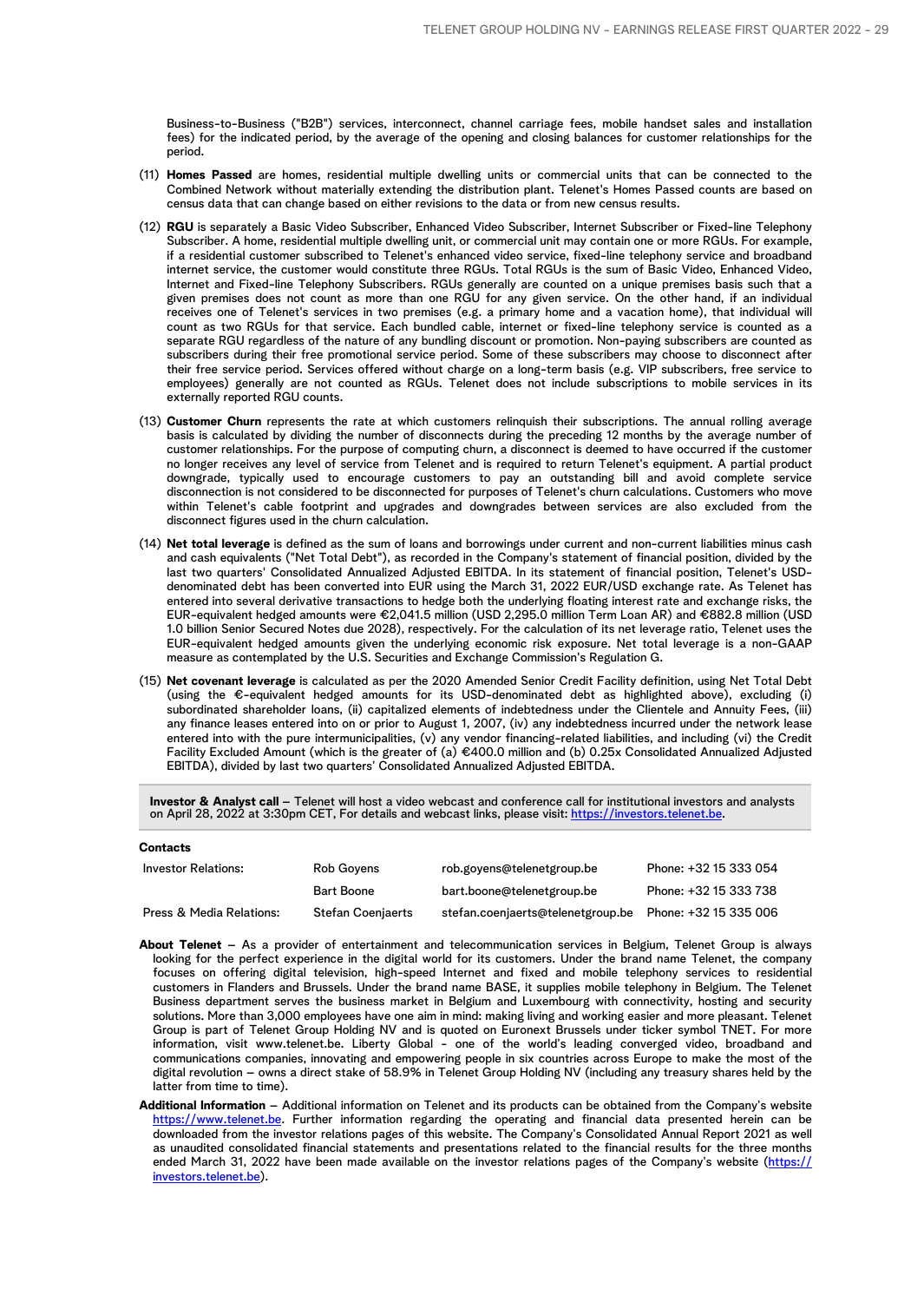Business-to-Business ("B2B") services, interconnect, channel carriage fees, mobile handset sales and installation fees) for the indicated period, by the average of the opening and closing balances for customer relationships for the period.

(11) **Homes Passed** are homes, residential multiple dwelling units or commercial units that can be connected to the Combined Network without materially extending the distribution plant. Telenet's Homes Passed counts are based on census data that can change based on either revisions to the data or from new census results.

(12) **RGU** is separately a Basic Video Subscriber, Enhanced Video Subscriber, Internet Subscriber or Fixed-line Telephony Subscriber. A home, residential multiple dwelling unit, or commercial unit may contain one or more RGUs. For example, if a residential customer subscribed to Telenet's enhanced video service, fixed-line telephony service and broadband internet service, the customer would constitute three RGUs. Total RGUs is the sum of Basic Video, Enhanced Video, Internet and Fixed-line Telephony Subscribers. RGUs generally are counted on a unique premises basis such that a given premises does not count as more than one RGU for any given service. On the other hand, if an individual receives one of Telenet's services in two premises (e.g. a primary home and a vacation home), that individual will count as two RGUs for that service. Each bundled cable, internet or fixed-line telephony service is counted as a separate RGU regardless of the nature of any bundling discount or promotion. Non-paying subscribers are counted as subscribers during their free promotional service period. Some of these subscribers may choose to disconnect after their free service period. Services offered without charge on a long-term basis (e.g. VIP subscribers, free service to employees) generally are not counted as RGUs. Telenet does not include subscriptions to mobile services in its externally reported RGU counts.

(13) **Customer Churn** represents the rate at which customers relinquish their subscriptions. The annual rolling average basis is calculated by dividing the number of disconnects during the preceding 12 months by the average number of customer relationships. For the purpose of computing churn, a disconnect is deemed to have occurred if the customer no longer receives any level of service from Telenet and is required to return Telenet's equipment. A partial product downgrade, typically used to encourage customers to pay an outstanding bill and avoid complete service disconnection is not considered to be disconnected for purposes of Telenet's churn calculations. Customers who move within Telenet's cable footprint and upgrades and downgrades between services are also excluded from the disconnect figures used in the churn calculation.

(14) **Net total leverage** is defined as the sum of loans and borrowings under current and non-current liabilities minus cash and cash equivalents ("Net Total Debt"), as recorded in the Company's statement of financial position, divided by the last two quarters' Consolidated Annualized Adjusted EBITDA. In its statement of financial position, Telenet's USD-denominated debt has been converted into EUR using the March 31, 2022 EUR/USD exchange rate. As Telenet has entered into several derivative transactions to hedge both the underlying floating interest rate and exchange risks, the EUR-equivalent hedged amounts were €2,041.5 million (USD 2,295.0 million Term Loan AR) and €882.8 million (USD 1.0 billion Senior Secured Notes due 2028), respectively. For the calculation of its net leverage ratio, Telenet uses the EUR-equivalent hedged amounts given the underlying economic risk exposure. Net total leverage is a non-GAAP measure as contemplated by the U.S. Securities and Exchange Commission's Regulation G.

(15) **Net covenant leverage** is calculated as per the 2020 Amended Senior Credit Facility definition, using Net Total Debt (using the €-equivalent hedged amounts for its USD-denominated debt as highlighted above), excluding (i) subordinated shareholder loans, (ii) capitalized elements of indebtedness under the Clientele and Annuity Fees, (iii) any finance leases entered into on or prior to August 1, 2007, (iv) any indebtedness incurred under the network lease entered into with the pure intermunicipalities, (v) any vendor financing-related liabilities, and including (vi) the Credit Facility Excluded Amount (which is the greater of (a) €400.0 million and (b) 0.25x Consolidated Annualized Adjusted EBITDA), divided by last two quarters' Consolidated Annualized Adjusted EBITDA.

**Investor & Analyst call** – Telenet will host a video webcast and conference call for institutional investors and analysts on April 28, 2022 at 3:30pm CET, For details and webcast links, please visit: https://investors.telenet.be.

**Contacts**

| | | | |
|---|---|---|---|
| Investor Relations: | Rob Goyens | rob.goyens@telenetgroup.be | Phone: +32 15 333 054 |
| | Bart Boone | bart.boone@telenetgroup.be | Phone: +32 15 333 738 |
| Press & Media Relations: | Stefan Coenjaerts | stefan.coenjaerts@telenetgroup.be | Phone: +32 15 335 006 |

**About Telenet** – As a provider of entertainment and telecommunication services in Belgium, Telenet Group is always looking for the perfect experience in the digital world for its customers. Under the brand name Telenet, the company focuses on offering digital television, high-speed Internet and fixed and mobile telephony services to residential customers in Flanders and Brussels. Under the brand name BASE, it supplies mobile telephony in Belgium. The Telenet Business department serves the business market in Belgium and Luxembourg with connectivity, hosting and security solutions. More than 3,000 employees have one aim in mind: making living and working easier and more pleasant. Telenet Group is part of Telenet Group Holding NV and is quoted on Euronext Brussels under ticker symbol TNET. For more information, visit www.telenet.be. Liberty Global - one of the world's leading converged video, broadband and communications companies, innovating and empowering people in six countries across Europe to make the most of the digital revolution – owns a direct stake of 58.9% in Telenet Group Holding NV (including any treasury shares held by the latter from time to time).

**Additional Information** – Additional information on Telenet and its products can be obtained from the Company's website https://www.telenet.be. Further information regarding the operating and financial data presented herein can be downloaded from the investor relations pages of this website. The Company's Consolidated Annual Report 2021 as well as unaudited consolidated financial statements and presentations related to the financial results for the three months ended March 31, 2022 have been made available on the investor relations pages of the Company's website (https://investors.telenet.be).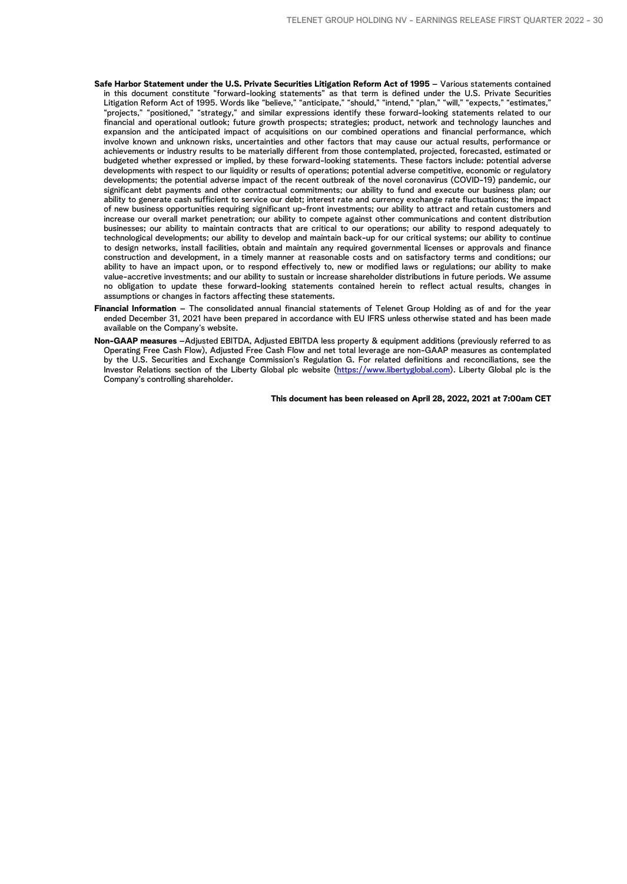**Safe Harbor Statement under the U.S. Private Securities Litigation Reform Act of 1995** – Various statements contained in this document constitute "forward-looking statements" as that term is defined under the U.S. Private Securities Litigation Reform Act of 1995. Words like "believe," "anticipate," "should," "intend," "plan," "will," "expects," "estimates," "projects," "positioned," "strategy," and similar expressions identify these forward-looking statements related to our financial and operational outlook; future growth prospects; strategies; product, network and technology launches and expansion and the anticipated impact of acquisitions on our combined operations and financial performance, which involve known and unknown risks, uncertainties and other factors that may cause our actual results, performance or achievements or industry results to be materially different from those contemplated, projected, forecasted, estimated or budgeted whether expressed or implied, by these forward-looking statements. These factors include: potential adverse developments with respect to our liquidity or results of operations; potential adverse competitive, economic or regulatory developments; the potential adverse impact of the recent outbreak of the novel coronavirus (COVID-19) pandemic, our significant debt payments and other contractual commitments; our ability to fund and execute our business plan; our ability to generate cash sufficient to service our debt; interest rate and currency exchange rate fluctuations; the impact of new business opportunities requiring significant up-front investments; our ability to attract and retain customers and increase our overall market penetration; our ability to compete against other communications and content distribution businesses; our ability to maintain contracts that are critical to our operations; our ability to respond adequately to technological developments; our ability to develop and maintain back-up for our critical systems; our ability to continue to design networks, install facilities, obtain and maintain any required governmental licenses or approvals and finance construction and development, in a timely manner at reasonable costs and on satisfactory terms and conditions; our ability to have an impact upon, or to respond effectively to, new or modified laws or regulations; our ability to make value-accretive investments; and our ability to sustain or increase shareholder distributions in future periods. We assume no obligation to update these forward-looking statements contained herein to reflect actual results, changes in assumptions or changes in factors affecting these statements.

**Financial Information** – The consolidated annual financial statements of Telenet Group Holding as of and for the year ended December 31, 2021 have been prepared in accordance with EU IFRS unless otherwise stated and has been made available on the Company's website.

**Non-GAAP measures** –Adjusted EBITDA, Adjusted EBITDA less property & equipment additions (previously referred to as Operating Free Cash Flow), Adjusted Free Cash Flow and net total leverage are non-GAAP measures as contemplated by the U.S. Securities and Exchange Commission's Regulation G. For related definitions and reconciliations, see the Investor Relations section of the Liberty Global plc website (https://www.libertyglobal.com). Liberty Global plc is the Company's controlling shareholder.

**This document has been released on April 28, 2022, 2021 at 7:00am CET**